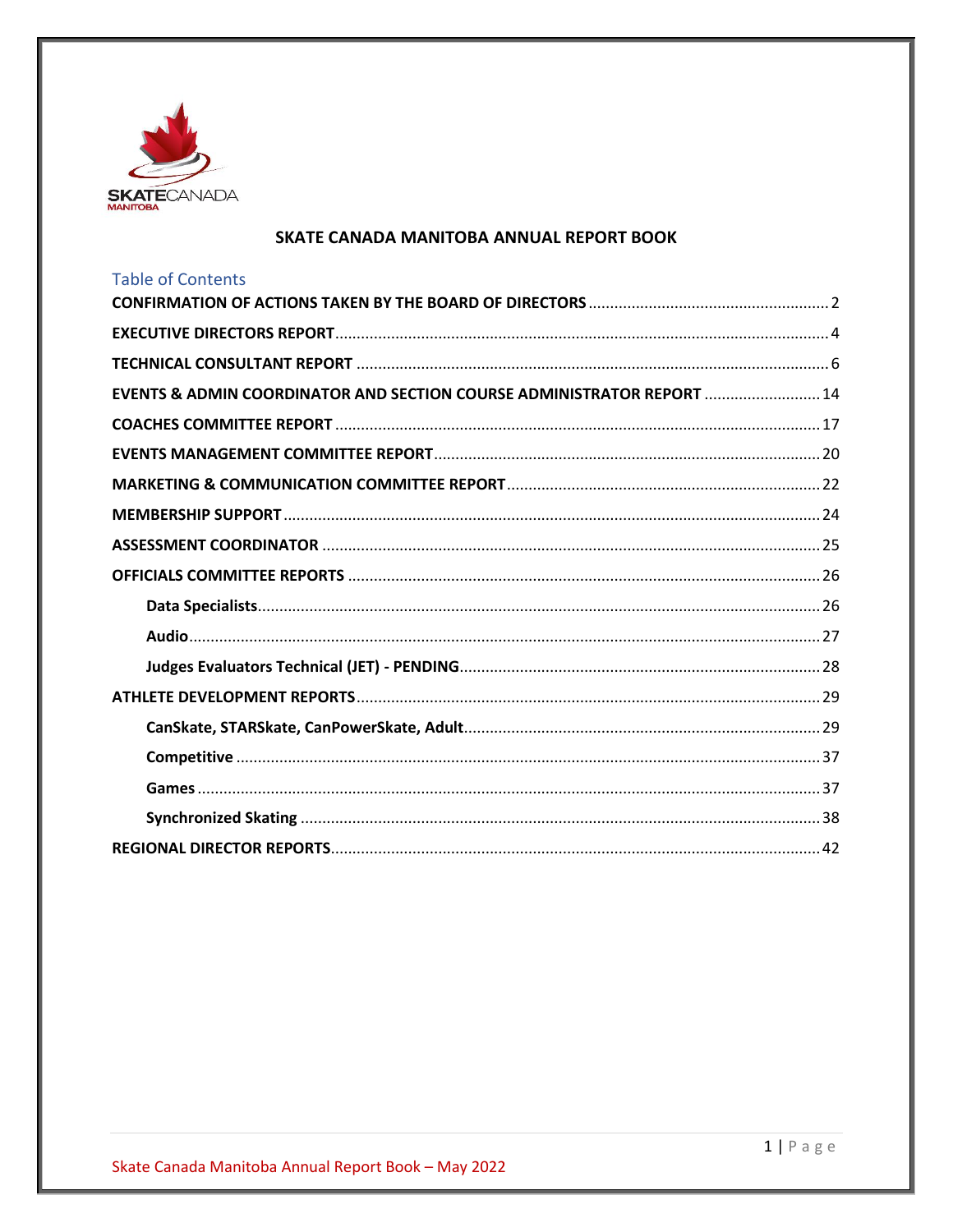# SKATE CANADA MANITOBA ANNUAL REPORT BOOK

## Table of Contents

**CONFIRMATION OF ACTIONS TAKEN BY THE BOARD OF DIRECTORS** ........ 2

**EXECUTIVE DIRECTORS REPORT** ........ 4

**TECHNICAL CONSULTANT REPORT** ........ 6

**EVENTS & ADMIN COORDINATOR AND SECTION COURSE ADMINISTRATOR REPORT** ........ 14

**COACHES COMMITTEE REPORT** ........ 17

**EVENTS MANAGEMENT COMMITTEE REPORT** ........ 20

**MARKETING & COMMUNICATION COMMITTEE REPORT** ........ 22

**MEMBERSHIP SUPPORT** ........ 24

**ASSESSMENT COORDINATOR** ........ 25

**OFFICIALS COMMITTEE REPORTS** ........ 26

- **Data Specialists** ........ 26
- **Audio** ........ 27
- **Judges Evaluators Technical (JET) - PENDING** ........ 28

**ATHLETE DEVELOPMENT REPORTS** ........ 29

- **CanSkate, STARSkate, CanPowerSkate, Adult** ........ 29
- **Competitive** ........ 37
- **Games** ........ 37
- **Synchronized Skating** ........ 38

**REGIONAL DIRECTOR REPORTS** ........ 42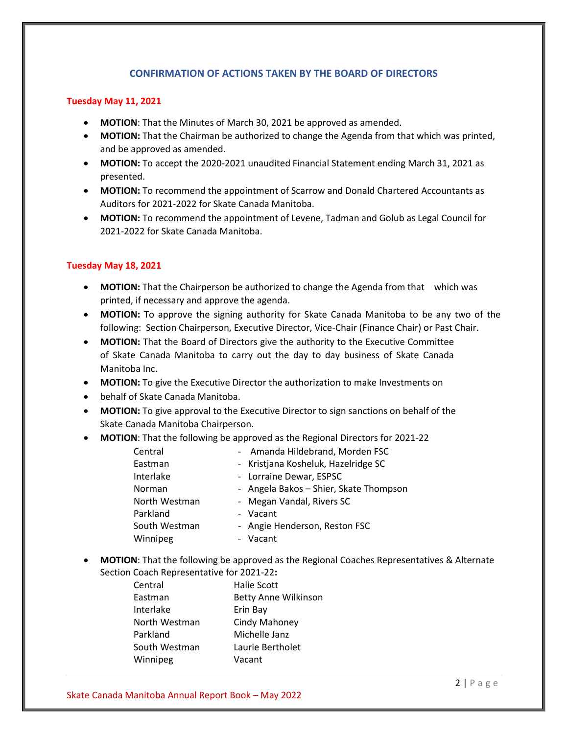## CONFIRMATION OF ACTIONS TAKEN BY THE BOARD OF DIRECTORS

**Tuesday May 11, 2021**

- **MOTION**: That the Minutes of March 30, 2021 be approved as amended.
- **MOTION:** That the Chairman be authorized to change the Agenda from that which was printed, and be approved as amended.
- **MOTION:** To accept the 2020-2021 unaudited Financial Statement ending March 31, 2021 as presented.
- **MOTION:** To recommend the appointment of Scarrow and Donald Chartered Accountants as Auditors for 2021-2022 for Skate Canada Manitoba.
- **MOTION:** To recommend the appointment of Levene, Tadman and Golub as Legal Council for 2021-2022 for Skate Canada Manitoba.

**Tuesday May 18, 2021**

- **MOTION:** That the Chairperson be authorized to change the Agenda from that which was printed, if necessary and approve the agenda.
- **MOTION:** To approve the signing authority for Skate Canada Manitoba to be any two of the following: Section Chairperson, Executive Director, Vice-Chair (Finance Chair) or Past Chair.
- **MOTION:** That the Board of Directors give the authority to the Executive Committee of Skate Canada Manitoba to carry out the day to day business of Skate Canada Manitoba Inc.
- **MOTION:** To give the Executive Director the authorization to make Investments on
- behalf of Skate Canada Manitoba.
- **MOTION:** To give approval to the Executive Director to sign sanctions on behalf of the Skate Canada Manitoba Chairperson.
- **MOTION**: That the following be approved as the Regional Directors for 2021-22

| | |
|---|---|
| Central | - Amanda Hildebrand, Morden FSC |
| Eastman | - Kristjana Kosheluk, Hazelridge SC |
| Interlake | - Lorraine Dewar, ESPSC |
| Norman | - Angela Bakos – Shier, Skate Thompson |
| North Westman | - Megan Vandal, Rivers SC |
| Parkland | - Vacant |
| South Westman | - Angie Henderson, Reston FSC |
| Winnipeg | - Vacant |

- **MOTION**: That the following be approved as the Regional Coaches Representatives & Alternate Section Coach Representative for 2021-22**:**

| | |
|---|---|
| Central | Halie Scott |
| Eastman | Betty Anne Wilkinson |
| Interlake | Erin Bay |
| North Westman | Cindy Mahoney |
| Parkland | Michelle Janz |
| South Westman | Laurie Bertholet |
| Winnipeg | Vacant |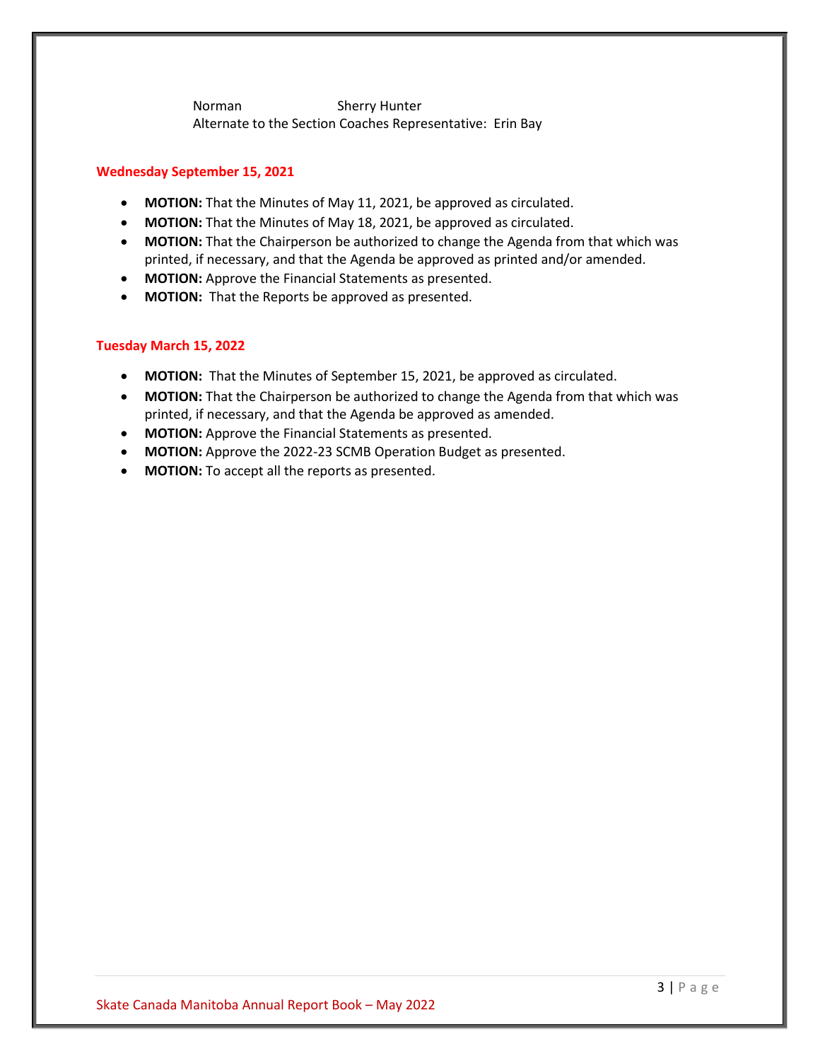Norman Sherry Hunter
Alternate to the Section Coaches Representative: Erin Bay

**Wednesday September 15, 2021**

- **MOTION:** That the Minutes of May 11, 2021, be approved as circulated.
- **MOTION:** That the Minutes of May 18, 2021, be approved as circulated.
- **MOTION:** That the Chairperson be authorized to change the Agenda from that which was printed, if necessary, and that the Agenda be approved as printed and/or amended.
- **MOTION:** Approve the Financial Statements as presented.
- **MOTION:** That the Reports be approved as presented.

**Tuesday March 15, 2022**

- **MOTION:** That the Minutes of September 15, 2021, be approved as circulated.
- **MOTION:** That the Chairperson be authorized to change the Agenda from that which was printed, if necessary, and that the Agenda be approved as amended.
- **MOTION:** Approve the Financial Statements as presented.
- **MOTION:** Approve the 2022-23 SCMB Operation Budget as presented.
- **MOTION:** To accept all the reports as presented.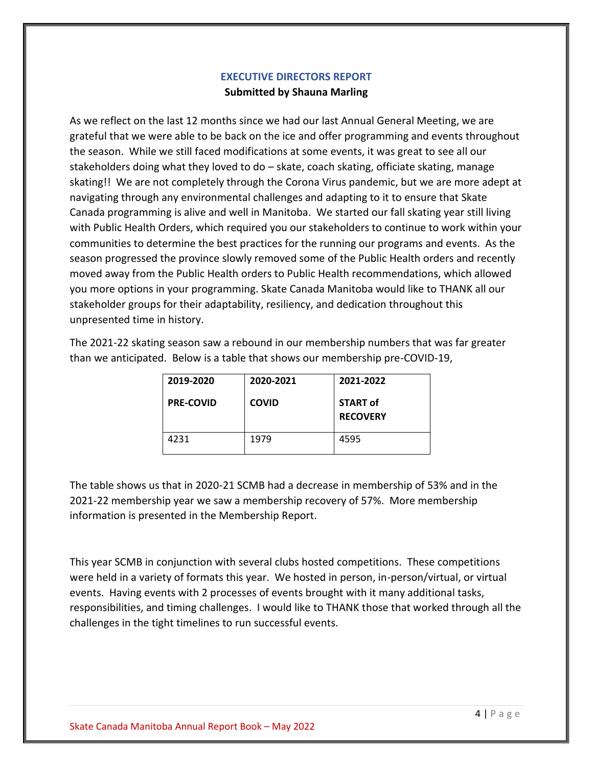## EXECUTIVE DIRECTORS REPORT

**Submitted by Shauna Marling**

As we reflect on the last 12 months since we had our last Annual General Meeting, we are grateful that we were able to be back on the ice and offer programming and events throughout the season. While we still faced modifications at some events, it was great to see all our stakeholders doing what they loved to do – skate, coach skating, officiate skating, manage skating!! We are not completely through the Corona Virus pandemic, but we are more adept at navigating through any environmental challenges and adapting to it to ensure that Skate Canada programming is alive and well in Manitoba. We started our fall skating year still living with Public Health Orders, which required you our stakeholders to continue to work within your communities to determine the best practices for the running our programs and events. As the season progressed the province slowly removed some of the Public Health orders and recently moved away from the Public Health orders to Public Health recommendations, which allowed you more options in your programming. Skate Canada Manitoba would like to THANK all our stakeholder groups for their adaptability, resiliency, and dedication throughout this unpresented time in history.

The 2021-22 skating season saw a rebound in our membership numbers that was far greater than we anticipated. Below is a table that shows our membership pre-COVID-19,

| 2019-2020<br>PRE-COVID | 2020-2021<br>COVID | 2021-2022<br>START of RECOVERY |
|---|---|---|
| 4231 | 1979 | 4595 |

The table shows us that in 2020-21 SCMB had a decrease in membership of 53% and in the 2021-22 membership year we saw a membership recovery of 57%. More membership information is presented in the Membership Report.

This year SCMB in conjunction with several clubs hosted competitions. These competitions were held in a variety of formats this year. We hosted in person, in-person/virtual, or virtual events. Having events with 2 processes of events brought with it many additional tasks, responsibilities, and timing challenges. I would like to THANK those that worked through all the challenges in the tight timelines to run successful events.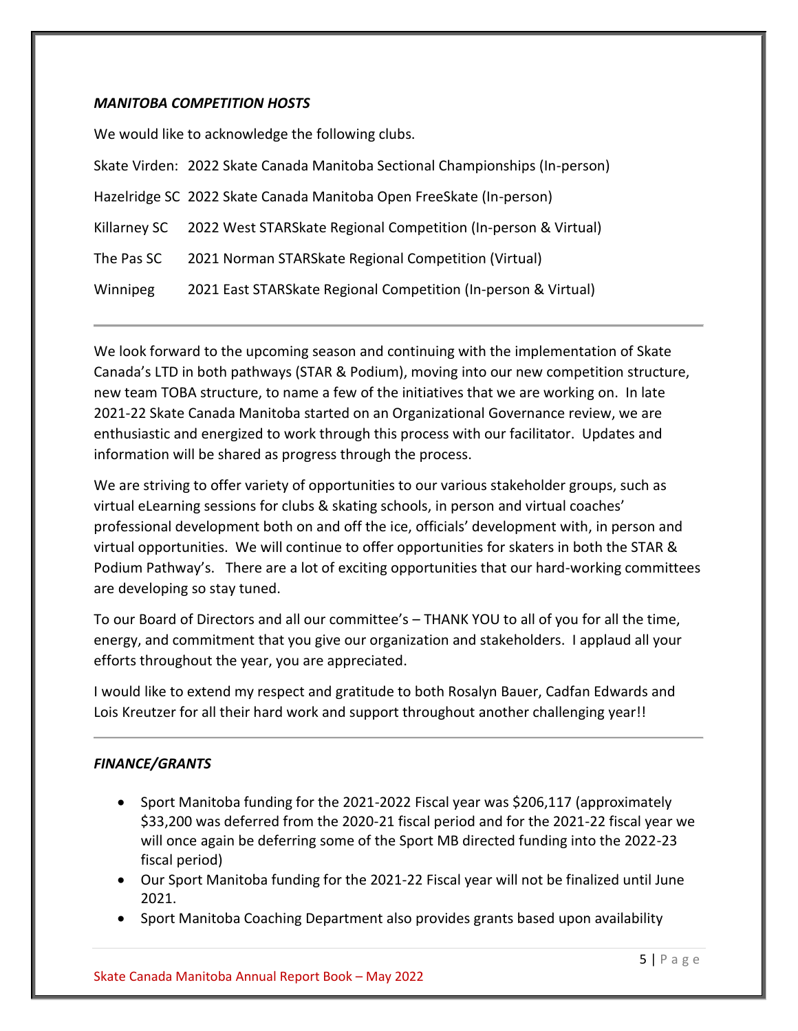### *MANITOBA COMPETITION HOSTS*

We would like to acknowledge the following clubs.

| | |
|---|---|
| Skate Virden: | 2022 Skate Canada Manitoba Sectional Championships (In-person) |
| Hazelridge SC | 2022 Skate Canada Manitoba Open FreeSkate (In-person) |
| Killarney SC | 2022 West STARSkate Regional Competition (In-person & Virtual) |
| The Pas SC | 2021 Norman STARSkate Regional Competition (Virtual) |
| Winnipeg | 2021 East STARSkate Regional Competition (In-person & Virtual) |

---

We look forward to the upcoming season and continuing with the implementation of Skate Canada's LTD in both pathways (STAR & Podium), moving into our new competition structure, new team TOBA structure, to name a few of the initiatives that we are working on. In late 2021-22 Skate Canada Manitoba started on an Organizational Governance review, we are enthusiastic and energized to work through this process with our facilitator. Updates and information will be shared as progress through the process.

We are striving to offer variety of opportunities to our various stakeholder groups, such as virtual eLearning sessions for clubs & skating schools, in person and virtual coaches' professional development both on and off the ice, officials' development with, in person and virtual opportunities. We will continue to offer opportunities for skaters in both the STAR & Podium Pathway's. There are a lot of exciting opportunities that our hard-working committees are developing so stay tuned.

To our Board of Directors and all our committee's – THANK YOU to all of you for all the time, energy, and commitment that you give our organization and stakeholders. I applaud all your efforts throughout the year, you are appreciated.

I would like to extend my respect and gratitude to both Rosalyn Bauer, Cadfan Edwards and Lois Kreutzer for all their hard work and support throughout another challenging year!!

---

### *FINANCE/GRANTS*

- Sport Manitoba funding for the 2021-2022 Fiscal year was $206,117 (approximately $33,200 was deferred from the 2020-21 fiscal period and for the 2021-22 fiscal year we will once again be deferring some of the Sport MB directed funding into the 2022-23 fiscal period)
- Our Sport Manitoba funding for the 2021-22 Fiscal year will not be finalized until June 2021.
- Sport Manitoba Coaching Department also provides grants based upon availability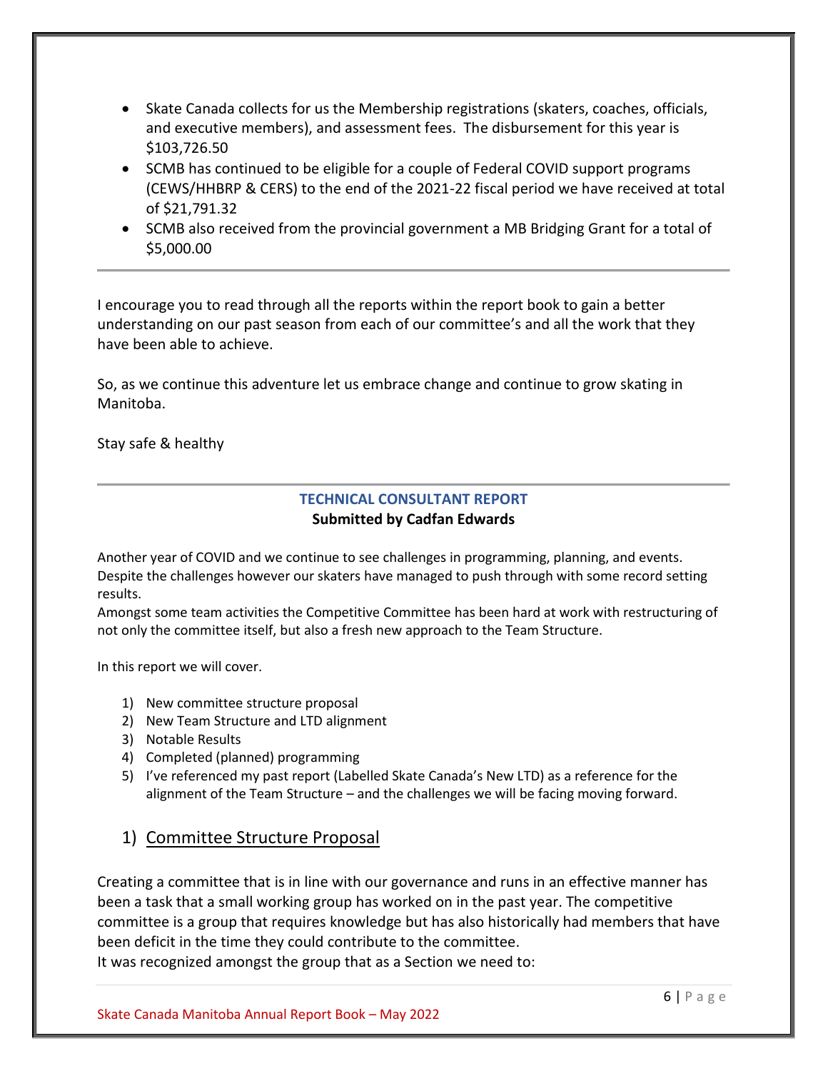- Skate Canada collects for us the Membership registrations (skaters, coaches, officials, and executive members), and assessment fees. The disbursement for this year is $103,726.50
- SCMB has continued to be eligible for a couple of Federal COVID support programs (CEWS/HHBRP & CERS) to the end of the 2021-22 fiscal period we have received at total of $21,791.32
- SCMB also received from the provincial government a MB Bridging Grant for a total of $5,000.00

---

I encourage you to read through all the reports within the report book to gain a better understanding on our past season from each of our committee's and all the work that they have been able to achieve.

So, as we continue this adventure let us embrace change and continue to grow skating in Manitoba.

Stay safe & healthy

---

## TECHNICAL CONSULTANT REPORT

**Submitted by Cadfan Edwards**

Another year of COVID and we continue to see challenges in programming, planning, and events. Despite the challenges however our skaters have managed to push through with some record setting results.

Amongst some team activities the Competitive Committee has been hard at work with restructuring of not only the committee itself, but also a fresh new approach to the Team Structure.

In this report we will cover.

1) New committee structure proposal
2) New Team Structure and LTD alignment
3) Notable Results
4) Completed (planned) programming
5) I've referenced my past report (Labelled Skate Canada's New LTD) as a reference for the alignment of the Team Structure – and the challenges we will be facing moving forward.

### 1) Committee Structure Proposal

Creating a committee that is in line with our governance and runs in an effective manner has been a task that a small working group has worked on in the past year. The competitive committee is a group that requires knowledge but has also historically had members that have been deficit in the time they could contribute to the committee.

It was recognized amongst the group that as a Section we need to: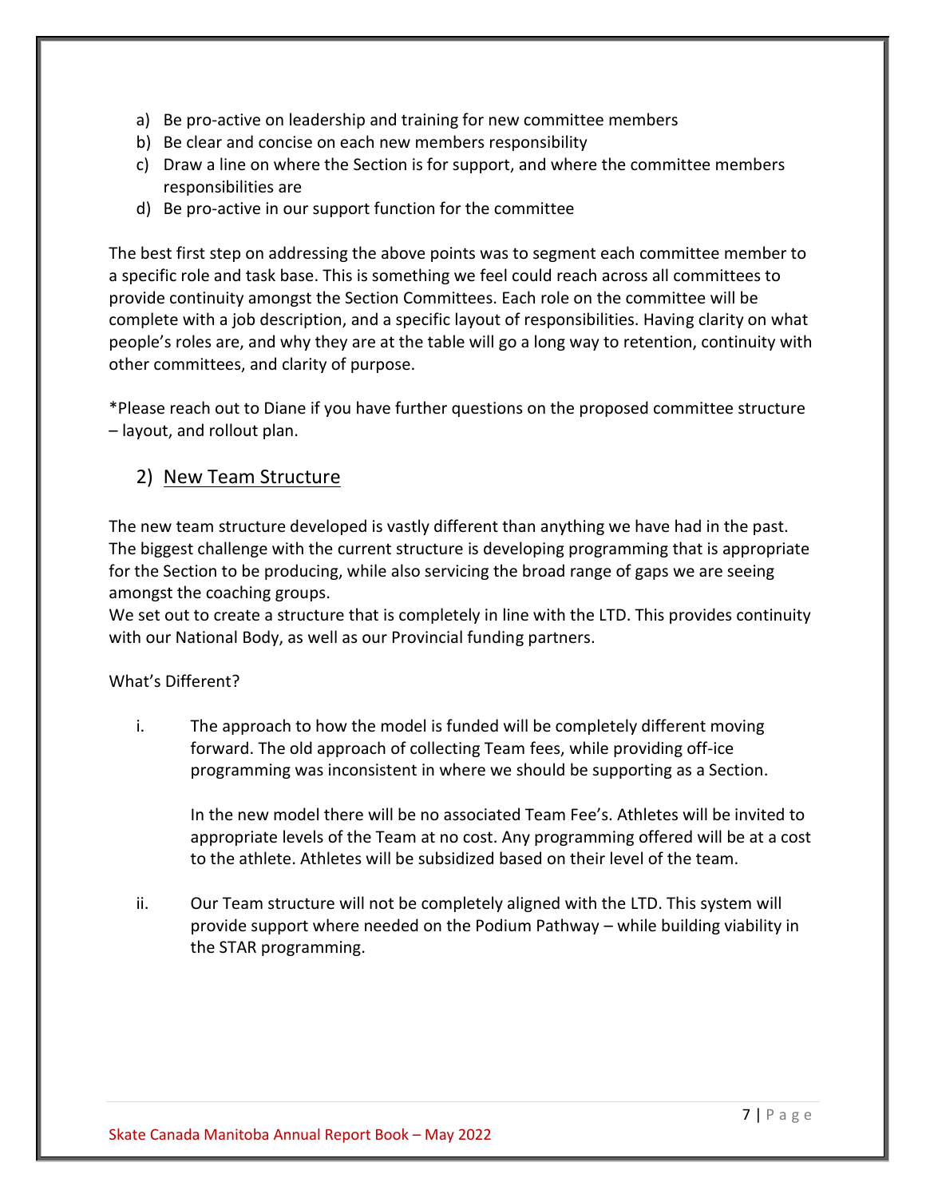a) Be pro-active on leadership and training for new committee members
b) Be clear and concise on each new members responsibility
c) Draw a line on where the Section is for support, and where the committee members responsibilities are
d) Be pro-active in our support function for the committee

The best first step on addressing the above points was to segment each committee member to a specific role and task base. This is something we feel could reach across all committees to provide continuity amongst the Section Committees. Each role on the committee will be complete with a job description, and a specific layout of responsibilities. Having clarity on what people's roles are, and why they are at the table will go a long way to retention, continuity with other committees, and clarity of purpose.

*Please reach out to Diane if you have further questions on the proposed committee structure – layout, and rollout plan.

## 2) New Team Structure

The new team structure developed is vastly different than anything we have had in the past. The biggest challenge with the current structure is developing programming that is appropriate for the Section to be producing, while also servicing the broad range of gaps we are seeing amongst the coaching groups.
We set out to create a structure that is completely in line with the LTD. This provides continuity with our National Body, as well as our Provincial funding partners.

What's Different?

i. The approach to how the model is funded will be completely different moving forward. The old approach of collecting Team fees, while providing off-ice programming was inconsistent in where we should be supporting as a Section.

   In the new model there will be no associated Team Fee's. Athletes will be invited to appropriate levels of the Team at no cost. Any programming offered will be at a cost to the athlete. Athletes will be subsidized based on their level of the team.

ii. Our Team structure will not be completely aligned with the LTD. This system will provide support where needed on the Podium Pathway – while building viability in the STAR programming.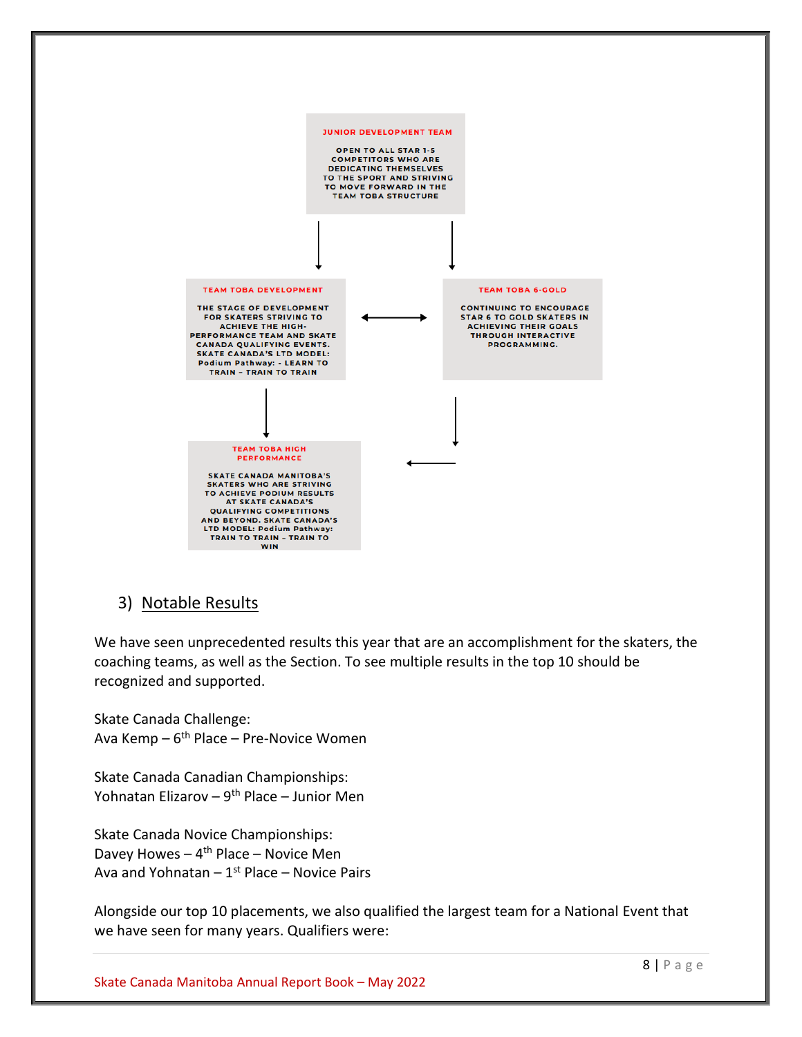**JUNIOR DEVELOPMENT TEAM**

OPEN TO ALL STAR 1-5 COMPETITORS WHO ARE DEDICATING THEMSELVES TO THE SPORT AND STRIVING TO MOVE FORWARD IN THE TEAM TOBA STRUCTURE

**TEAM TOBA DEVELOPMENT**

THE STAGE OF DEVELOPMENT FOR SKATERS STRIVING TO ACHIEVE THE HIGH-PERFORMANCE TEAM AND SKATE CANADA QUALIFYING EVENTS. SKATE CANADA'S LTD MODEL: Podium Pathway: - LEARN TO TRAIN – TRAIN TO TRAIN

**TEAM TOBA 6-GOLD**

CONTINUING TO ENCOURAGE STAR 6 TO GOLD SKATERS IN ACHIEVING THEIR GOALS THROUGH INTERACTIVE PROGRAMMING.

**TEAM TOBA HIGH PERFORMANCE**

SKATE CANADA MANITOBA'S SKATERS WHO ARE STRIVING TO ACHIEVE PODIUM RESULTS AT SKATE CANADA'S QUALIFYING COMPETITIONS AND BEYOND. SKATE CANADA'S LTD MODEL: Podium Pathway: TRAIN TO TRAIN – TRAIN TO WIN

## 3) Notable Results

We have seen unprecedented results this year that are an accomplishment for the skaters, the coaching teams, as well as the Section. To see multiple results in the top 10 should be recognized and supported.

Skate Canada Challenge:
Ava Kemp – 6th Place – Pre-Novice Women

Skate Canada Canadian Championships:
Yohnatan Elizarov – 9th Place – Junior Men

Skate Canada Novice Championships:
Davey Howes – 4th Place – Novice Men
Ava and Yohnatan – 1st Place – Novice Pairs

Alongside our top 10 placements, we also qualified the largest team for a National Event that we have seen for many years. Qualifiers were: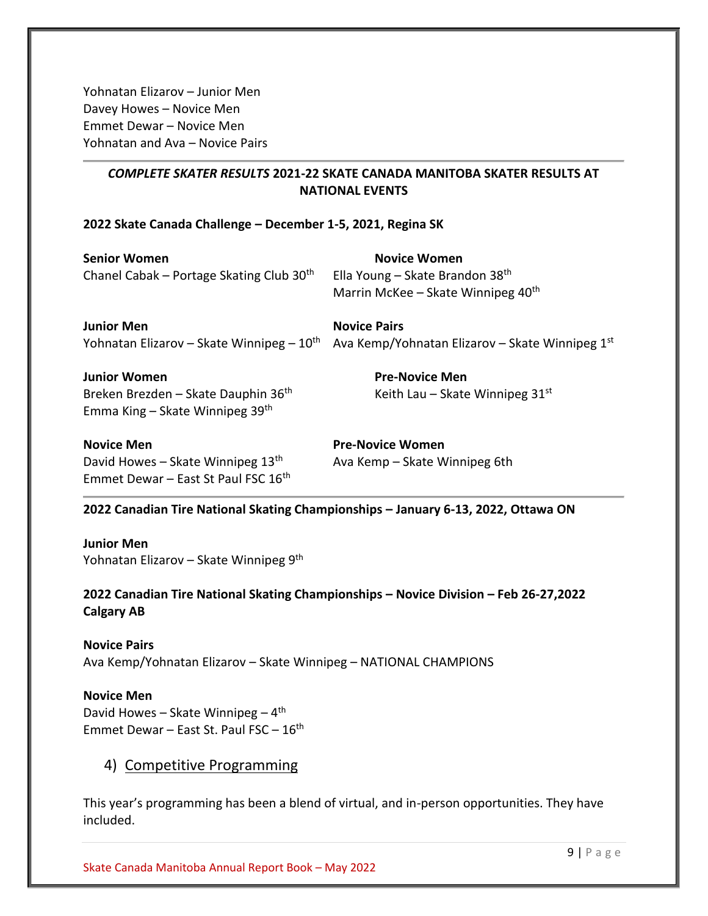Yohnatan Elizarov – Junior Men
Davey Howes – Novice Men
Emmet Dewar – Novice Men
Yohnatan and Ava – Novice Pairs

---

**_COMPLETE SKATER RESULTS_ 2021-22 SKATE CANADA MANITOBA SKATER RESULTS AT NATIONAL EVENTS**

**2022 Skate Canada Challenge – December 1-5, 2021, Regina SK**

**Senior Women**
Chanel Cabak – Portage Skating Club 30th

**Junior Men**
Yohnatan Elizarov – Skate Winnipeg – 10th

**Junior Women**
Breken Brezden – Skate Dauphin 36th
Emma King – Skate Winnipeg 39th

**Novice Men**
David Howes – Skate Winnipeg 13th
Emmet Dewar – East St Paul FSC 16th

**Novice Women**
Ella Young – Skate Brandon 38th
Marrin McKee – Skate Winnipeg 40th

**Novice Pairs**
Ava Kemp/Yohnatan Elizarov – Skate Winnipeg 1st

**Pre-Novice Men**
Keith Lau – Skate Winnipeg 31st

**Pre-Novice Women**
Ava Kemp – Skate Winnipeg 6th

---

**2022 Canadian Tire National Skating Championships – January 6-13, 2022, Ottawa ON**

**Junior Men**
Yohnatan Elizarov – Skate Winnipeg 9th

**2022 Canadian Tire National Skating Championships – Novice Division – Feb 26-27,2022 Calgary AB**

**Novice Pairs**
Ava Kemp/Yohnatan Elizarov – Skate Winnipeg – NATIONAL CHAMPIONS

**Novice Men**
David Howes – Skate Winnipeg – 4th
Emmet Dewar – East St. Paul FSC – 16th

## 4) Competitive Programming

This year's programming has been a blend of virtual, and in-person opportunities. They have included.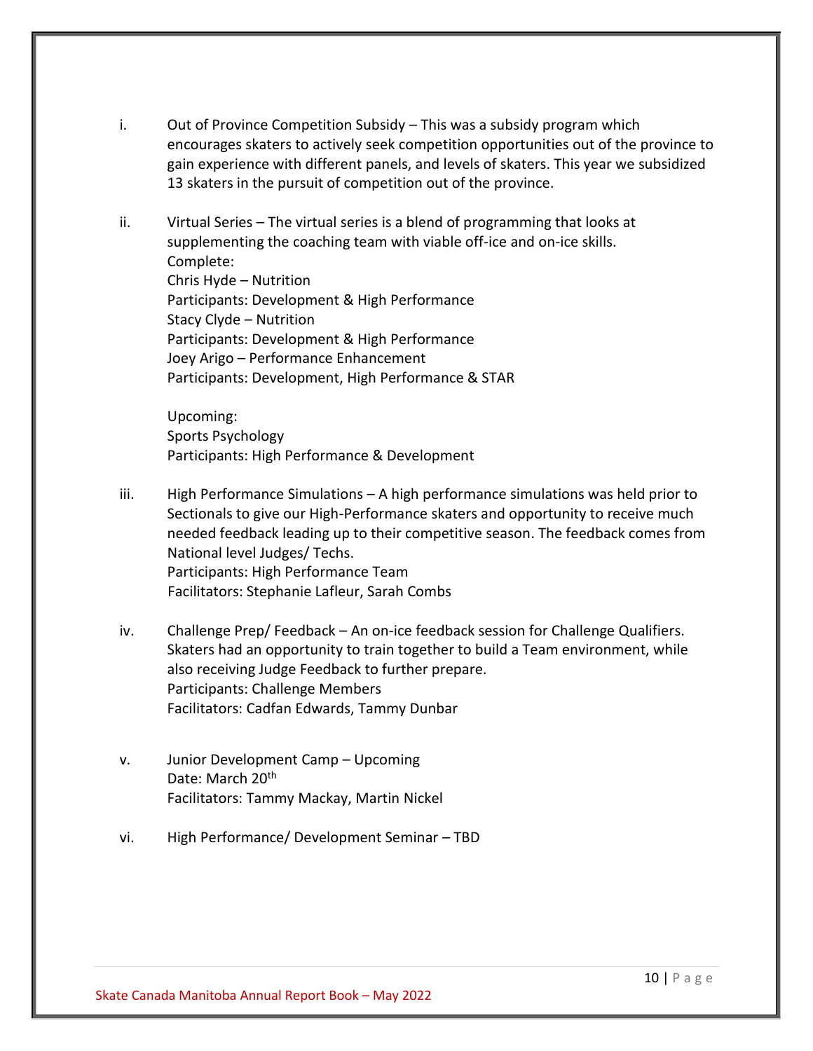i. Out of Province Competition Subsidy – This was a subsidy program which encourages skaters to actively seek competition opportunities out of the province to gain experience with different panels, and levels of skaters. This year we subsidized 13 skaters in the pursuit of competition out of the province.

ii. Virtual Series – The virtual series is a blend of programming that looks at supplementing the coaching team with viable off-ice and on-ice skills.
Complete:
Chris Hyde – Nutrition
Participants: Development & High Performance
Stacy Clyde – Nutrition
Participants: Development & High Performance
Joey Arigo – Performance Enhancement
Participants: Development, High Performance & STAR

Upcoming:
Sports Psychology
Participants: High Performance & Development

iii. High Performance Simulations – A high performance simulations was held prior to Sectionals to give our High-Performance skaters and opportunity to receive much needed feedback leading up to their competitive season. The feedback comes from National level Judges/ Techs.
Participants: High Performance Team
Facilitators: Stephanie Lafleur, Sarah Combs

iv. Challenge Prep/ Feedback – An on-ice feedback session for Challenge Qualifiers. Skaters had an opportunity to train together to build a Team environment, while also receiving Judge Feedback to further prepare.
Participants: Challenge Members
Facilitators: Cadfan Edwards, Tammy Dunbar

v. Junior Development Camp – Upcoming
Date: March 20th
Facilitators: Tammy Mackay, Martin Nickel

vi. High Performance/ Development Seminar – TBD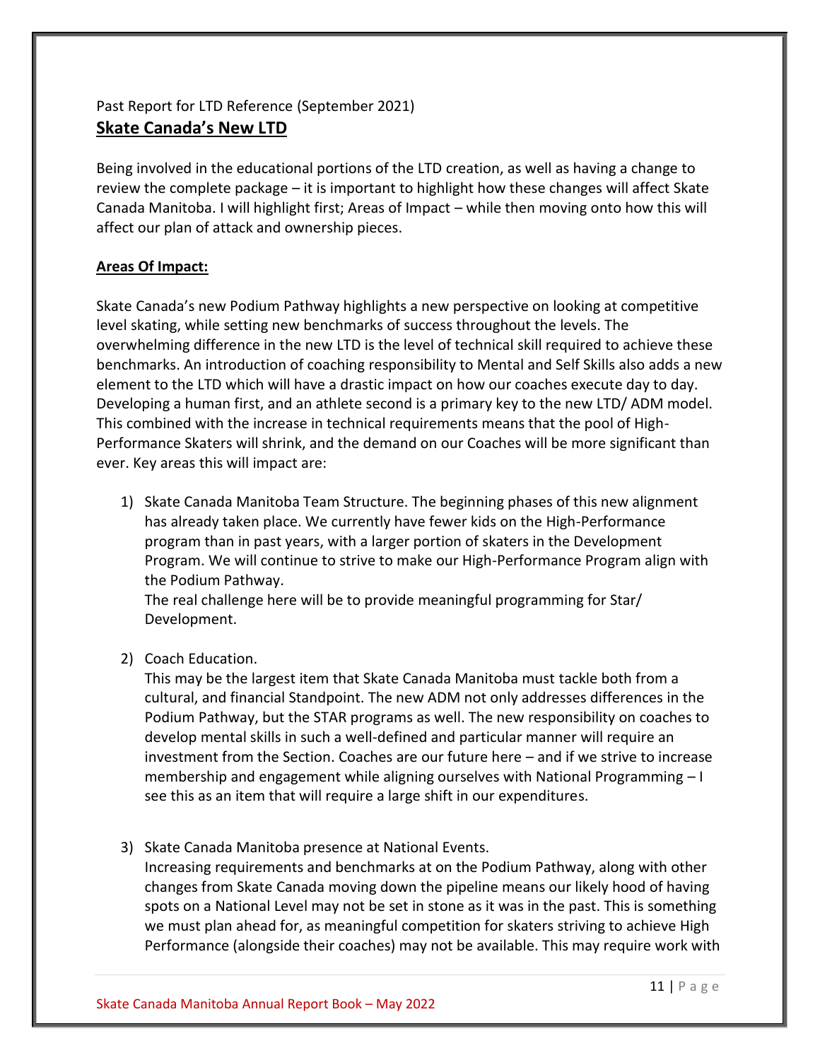Past Report for LTD Reference (September 2021)

## **Skate Canada's New LTD**

Being involved in the educational portions of the LTD creation, as well as having a change to review the complete package – it is important to highlight how these changes will affect Skate Canada Manitoba. I will highlight first; Areas of Impact – while then moving onto how this will affect our plan of attack and ownership pieces.

### **Areas Of Impact:**

Skate Canada's new Podium Pathway highlights a new perspective on looking at competitive level skating, while setting new benchmarks of success throughout the levels. The overwhelming difference in the new LTD is the level of technical skill required to achieve these benchmarks. An introduction of coaching responsibility to Mental and Self Skills also adds a new element to the LTD which will have a drastic impact on how our coaches execute day to day. Developing a human first, and an athlete second is a primary key to the new LTD/ ADM model. This combined with the increase in technical requirements means that the pool of High-Performance Skaters will shrink, and the demand on our Coaches will be more significant than ever. Key areas this will impact are:

1) Skate Canada Manitoba Team Structure. The beginning phases of this new alignment has already taken place. We currently have fewer kids on the High-Performance program than in past years, with a larger portion of skaters in the Development Program. We will continue to strive to make our High-Performance Program align with the Podium Pathway.
   The real challenge here will be to provide meaningful programming for Star/ Development.

2) Coach Education.
   This may be the largest item that Skate Canada Manitoba must tackle both from a cultural, and financial Standpoint. The new ADM not only addresses differences in the Podium Pathway, but the STAR programs as well. The new responsibility on coaches to develop mental skills in such a well-defined and particular manner will require an investment from the Section. Coaches are our future here – and if we strive to increase membership and engagement while aligning ourselves with National Programming – I see this as an item that will require a large shift in our expenditures.

3) Skate Canada Manitoba presence at National Events.
   Increasing requirements and benchmarks at on the Podium Pathway, along with other changes from Skate Canada moving down the pipeline means our likely hood of having spots on a National Level may not be set in stone as it was in the past. This is something we must plan ahead for, as meaningful competition for skaters striving to achieve High Performance (alongside their coaches) may not be available. This may require work with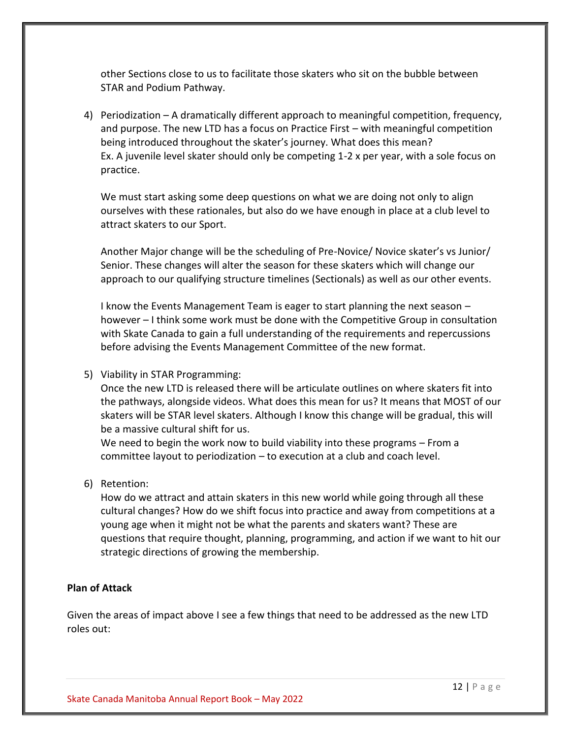other Sections close to us to facilitate those skaters who sit on the bubble between STAR and Podium Pathway.

4) Periodization – A dramatically different approach to meaningful competition, frequency, and purpose. The new LTD has a focus on Practice First – with meaningful competition being introduced throughout the skater's journey. What does this mean?
   Ex. A juvenile level skater should only be competing 1-2 x per year, with a sole focus on practice.

   We must start asking some deep questions on what we are doing not only to align ourselves with these rationales, but also do we have enough in place at a club level to attract skaters to our Sport.

   Another Major change will be the scheduling of Pre-Novice/ Novice skater's vs Junior/ Senior. These changes will alter the season for these skaters which will change our approach to our qualifying structure timelines (Sectionals) as well as our other events.

   I know the Events Management Team is eager to start planning the next season – however – I think some work must be done with the Competitive Group in consultation with Skate Canada to gain a full understanding of the requirements and repercussions before advising the Events Management Committee of the new format.

5) Viability in STAR Programming:
   Once the new LTD is released there will be articulate outlines on where skaters fit into the pathways, alongside videos. What does this mean for us? It means that MOST of our skaters will be STAR level skaters. Although I know this change will be gradual, this will be a massive cultural shift for us.
   We need to begin the work now to build viability into these programs – From a committee layout to periodization – to execution at a club and coach level.

6) Retention:
   How do we attract and attain skaters in this new world while going through all these cultural changes? How do we shift focus into practice and away from competitions at a young age when it might not be what the parents and skaters want? These are questions that require thought, planning, programming, and action if we want to hit our strategic directions of growing the membership.

**Plan of Attack**

Given the areas of impact above I see a few things that need to be addressed as the new LTD roles out: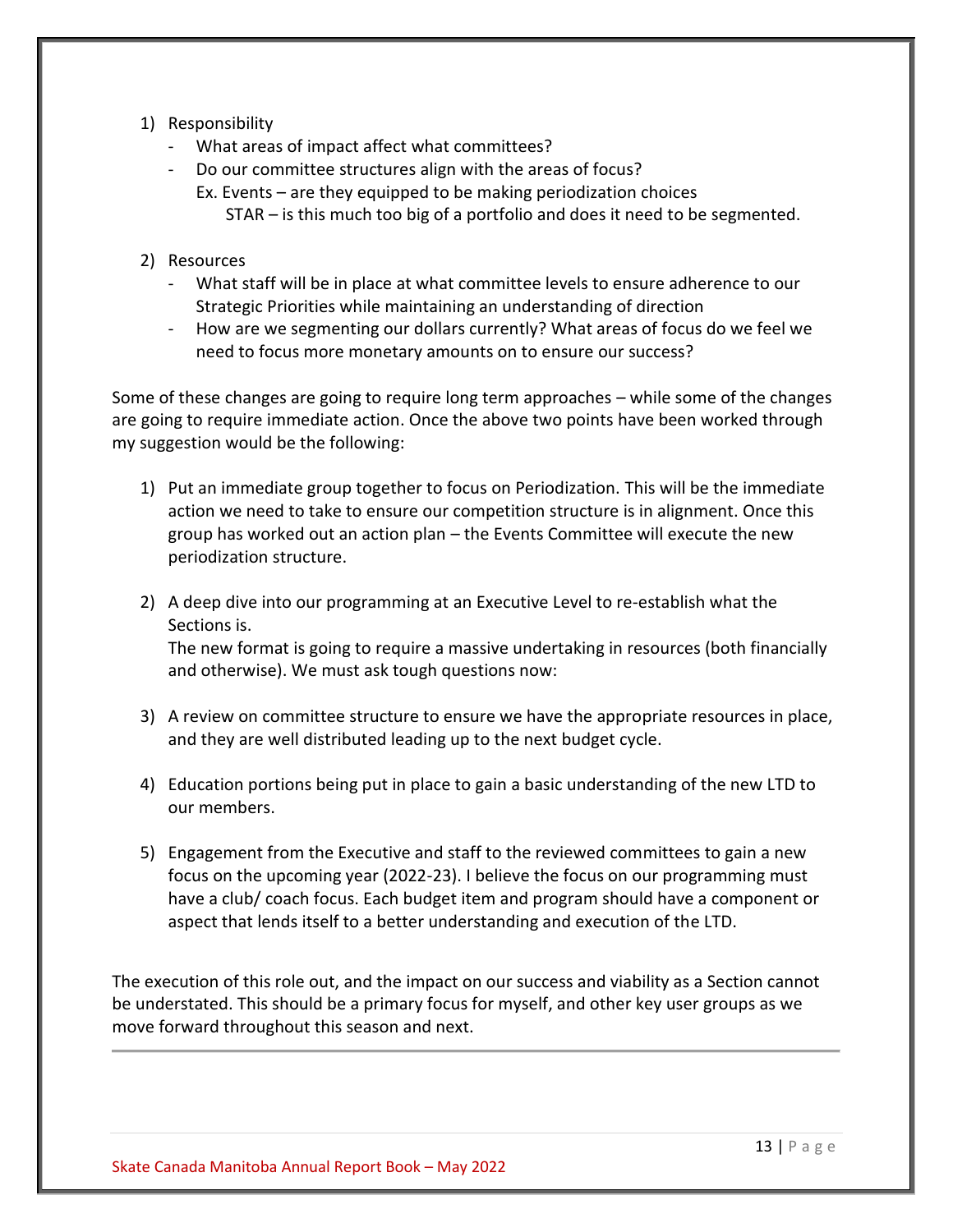1) Responsibility
   - What areas of impact affect what committees?
   - Do our committee structures align with the areas of focus?
     Ex. Events – are they equipped to be making periodization choices
         STAR – is this much too big of a portfolio and does it need to be segmented.

2) Resources
   - What staff will be in place at what committee levels to ensure adherence to our Strategic Priorities while maintaining an understanding of direction
   - How are we segmenting our dollars currently? What areas of focus do we feel we need to focus more monetary amounts on to ensure our success?

Some of these changes are going to require long term approaches – while some of the changes are going to require immediate action. Once the above two points have been worked through my suggestion would be the following:

1) Put an immediate group together to focus on Periodization. This will be the immediate action we need to take to ensure our competition structure is in alignment. Once this group has worked out an action plan – the Events Committee will execute the new periodization structure.

2) A deep dive into our programming at an Executive Level to re-establish what the Sections is.
   The new format is going to require a massive undertaking in resources (both financially and otherwise). We must ask tough questions now:

3) A review on committee structure to ensure we have the appropriate resources in place, and they are well distributed leading up to the next budget cycle.

4) Education portions being put in place to gain a basic understanding of the new LTD to our members.

5) Engagement from the Executive and staff to the reviewed committees to gain a new focus on the upcoming year (2022-23). I believe the focus on our programming must have a club/ coach focus. Each budget item and program should have a component or aspect that lends itself to a better understanding and execution of the LTD.

The execution of this role out, and the impact on our success and viability as a Section cannot be understated. This should be a primary focus for myself, and other key user groups as we move forward throughout this season and next.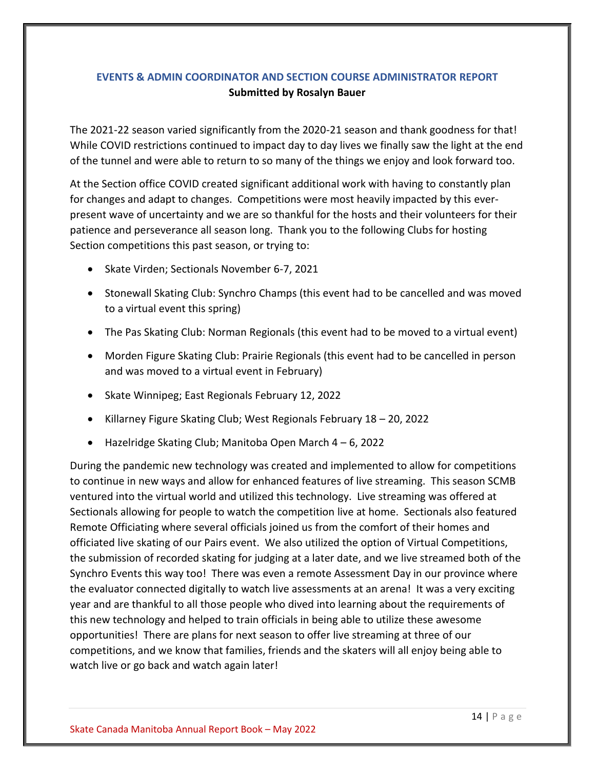## EVENTS & ADMIN COORDINATOR AND SECTION COURSE ADMINISTRATOR REPORT

**Submitted by Rosalyn Bauer**

The 2021-22 season varied significantly from the 2020-21 season and thank goodness for that! While COVID restrictions continued to impact day to day lives we finally saw the light at the end of the tunnel and were able to return to so many of the things we enjoy and look forward too.

At the Section office COVID created significant additional work with having to constantly plan for changes and adapt to changes. Competitions were most heavily impacted by this ever-present wave of uncertainty and we are so thankful for the hosts and their volunteers for their patience and perseverance all season long. Thank you to the following Clubs for hosting Section competitions this past season, or trying to:

- Skate Virden; Sectionals November 6-7, 2021
- Stonewall Skating Club: Synchro Champs (this event had to be cancelled and was moved to a virtual event this spring)
- The Pas Skating Club: Norman Regionals (this event had to be moved to a virtual event)
- Morden Figure Skating Club: Prairie Regionals (this event had to be cancelled in person and was moved to a virtual event in February)
- Skate Winnipeg; East Regionals February 12, 2022
- Killarney Figure Skating Club; West Regionals February 18 – 20, 2022
- Hazelridge Skating Club; Manitoba Open March 4 – 6, 2022

During the pandemic new technology was created and implemented to allow for competitions to continue in new ways and allow for enhanced features of live streaming. This season SCMB ventured into the virtual world and utilized this technology. Live streaming was offered at Sectionals allowing for people to watch the competition live at home. Sectionals also featured Remote Officiating where several officials joined us from the comfort of their homes and officiated live skating of our Pairs event. We also utilized the option of Virtual Competitions, the submission of recorded skating for judging at a later date, and we live streamed both of the Synchro Events this way too! There was even a remote Assessment Day in our province where the evaluator connected digitally to watch live assessments at an arena! It was a very exciting year and are thankful to all those people who dived into learning about the requirements of this new technology and helped to train officials in being able to utilize these awesome opportunities! There are plans for next season to offer live streaming at three of our competitions, and we know that families, friends and the skaters will all enjoy being able to watch live or go back and watch again later!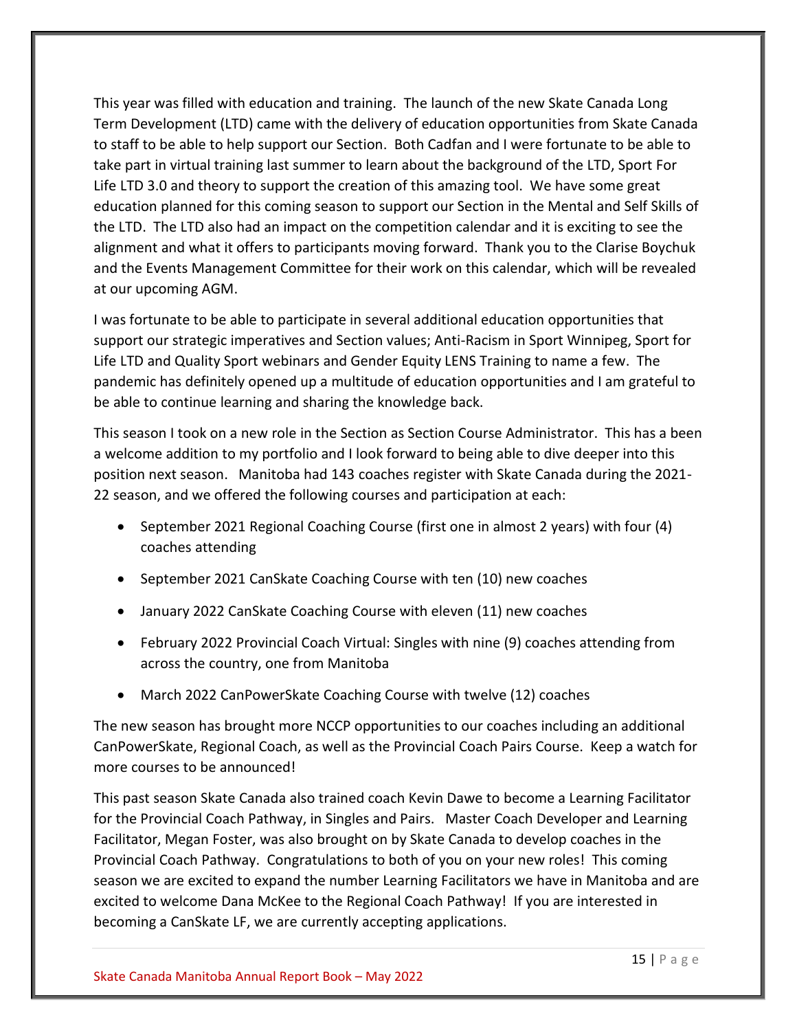This year was filled with education and training. The launch of the new Skate Canada Long Term Development (LTD) came with the delivery of education opportunities from Skate Canada to staff to be able to help support our Section. Both Cadfan and I were fortunate to be able to take part in virtual training last summer to learn about the background of the LTD, Sport For Life LTD 3.0 and theory to support the creation of this amazing tool. We have some great education planned for this coming season to support our Section in the Mental and Self Skills of the LTD. The LTD also had an impact on the competition calendar and it is exciting to see the alignment and what it offers to participants moving forward. Thank you to the Clarise Boychuk and the Events Management Committee for their work on this calendar, which will be revealed at our upcoming AGM.

I was fortunate to be able to participate in several additional education opportunities that support our strategic imperatives and Section values; Anti-Racism in Sport Winnipeg, Sport for Life LTD and Quality Sport webinars and Gender Equity LENS Training to name a few. The pandemic has definitely opened up a multitude of education opportunities and I am grateful to be able to continue learning and sharing the knowledge back.

This season I took on a new role in the Section as Section Course Administrator. This has a been a welcome addition to my portfolio and I look forward to being able to dive deeper into this position next season. Manitoba had 143 coaches register with Skate Canada during the 2021-22 season, and we offered the following courses and participation at each:

- September 2021 Regional Coaching Course (first one in almost 2 years) with four (4) coaches attending
- September 2021 CanSkate Coaching Course with ten (10) new coaches
- January 2022 CanSkate Coaching Course with eleven (11) new coaches
- February 2022 Provincial Coach Virtual: Singles with nine (9) coaches attending from across the country, one from Manitoba
- March 2022 CanPowerSkate Coaching Course with twelve (12) coaches

The new season has brought more NCCP opportunities to our coaches including an additional CanPowerSkate, Regional Coach, as well as the Provincial Coach Pairs Course. Keep a watch for more courses to be announced!

This past season Skate Canada also trained coach Kevin Dawe to become a Learning Facilitator for the Provincial Coach Pathway, in Singles and Pairs. Master Coach Developer and Learning Facilitator, Megan Foster, was also brought on by Skate Canada to develop coaches in the Provincial Coach Pathway. Congratulations to both of you on your new roles! This coming season we are excited to expand the number Learning Facilitators we have in Manitoba and are excited to welcome Dana McKee to the Regional Coach Pathway! If you are interested in becoming a CanSkate LF, we are currently accepting applications.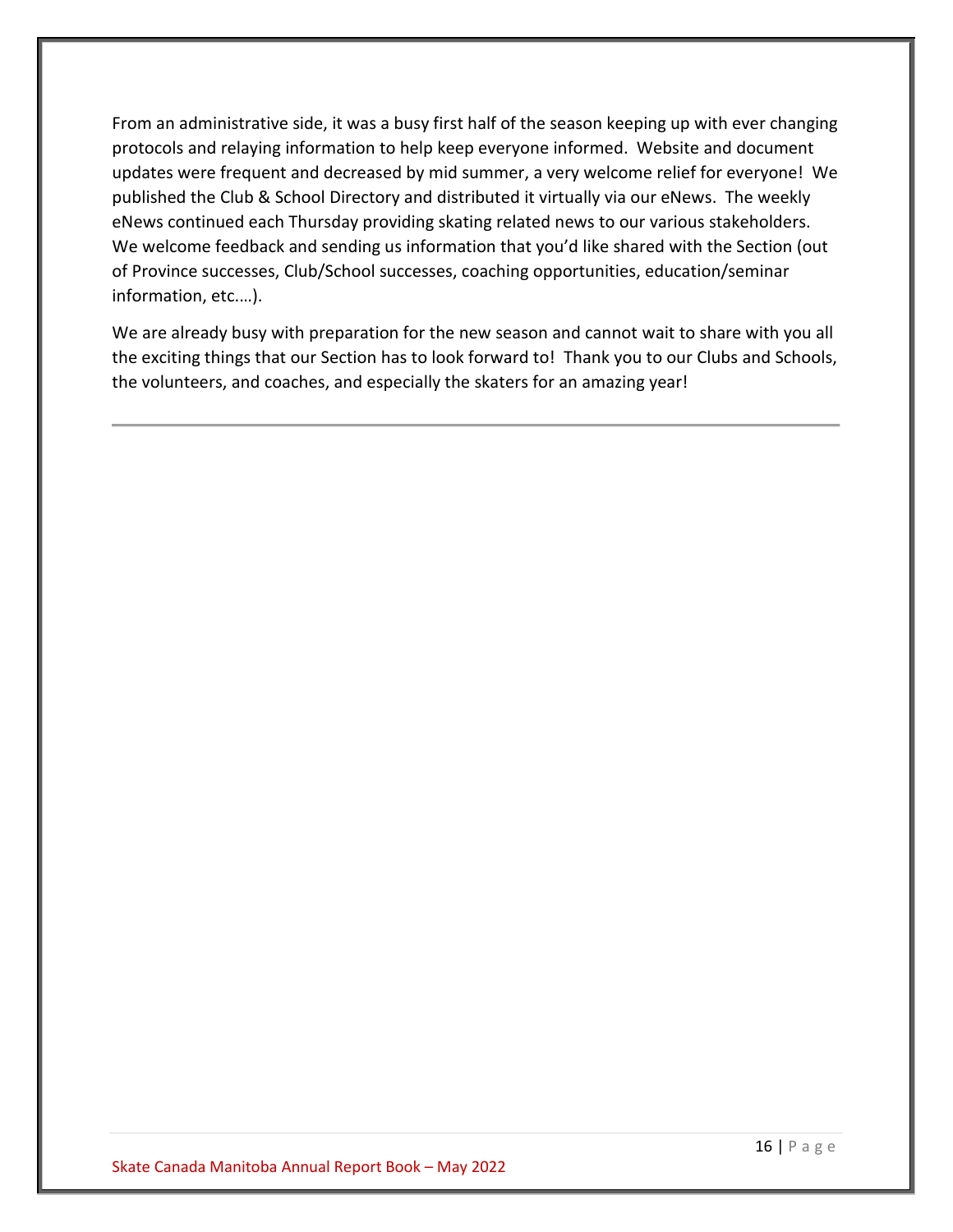From an administrative side, it was a busy first half of the season keeping up with ever changing protocols and relaying information to help keep everyone informed. Website and document updates were frequent and decreased by mid summer, a very welcome relief for everyone! We published the Club & School Directory and distributed it virtually via our eNews. The weekly eNews continued each Thursday providing skating related news to our various stakeholders. We welcome feedback and sending us information that you'd like shared with the Section (out of Province successes, Club/School successes, coaching opportunities, education/seminar information, etc.…).

We are already busy with preparation for the new season and cannot wait to share with you all the exciting things that our Section has to look forward to! Thank you to our Clubs and Schools, the volunteers, and coaches, and especially the skaters for an amazing year!

---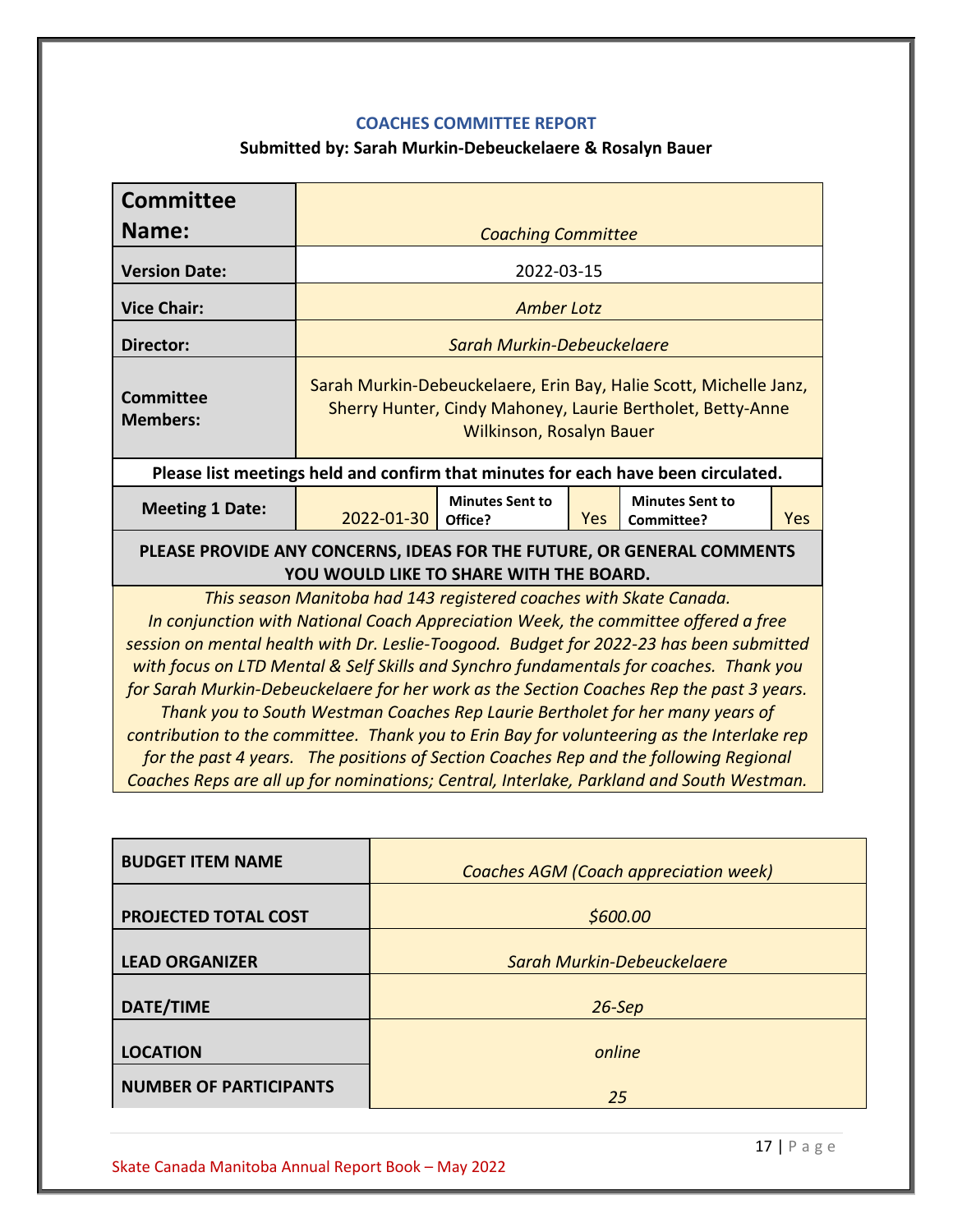## COACHES COMMITTEE REPORT

**Submitted by: Sarah Murkin-Debeuckelaere & Rosalyn Bauer**

| **Committee Name:** | *Coaching Committee* | | | | |
|---|---|---|---|---|---|
| **Version Date:** | 2022-03-15 | | | | |
| **Vice Chair:** | *Amber Lotz* | | | | |
| **Director:** | *Sarah Murkin-Debeuckelaere* | | | | |
| **Committee Members:** | Sarah Murkin-Debeuckelaere, Erin Bay, Halie Scott, Michelle Janz, Sherry Hunter, Cindy Mahoney, Laurie Bertholet, Betty-Anne Wilkinson, Rosalyn Bauer | | | | |
| **Please list meetings held and confirm that minutes for each have been circulated.** | | | | | |
| **Meeting 1 Date:** | 2022-01-30 | **Minutes Sent to Office?** | Yes | **Minutes Sent to Committee?** | Yes |
| **PLEASE PROVIDE ANY CONCERNS, IDEAS FOR THE FUTURE, OR GENERAL COMMENTS YOU WOULD LIKE TO SHARE WITH THE BOARD.** | | | | | |
| *This season Manitoba had 143 registered coaches with Skate Canada. In conjunction with National Coach Appreciation Week, the committee offered a free session on mental health with Dr. Leslie-Toogood. Budget for 2022-23 has been submitted with focus on LTD Mental & Self Skills and Synchro fundamentals for coaches. Thank you for Sarah Murkin-Debeuckelaere for her work as the Section Coaches Rep the past 3 years. Thank you to South Westman Coaches Rep Laurie Bertholet for her many years of contribution to the committee. Thank you to Erin Bay for volunteering as the Interlake rep for the past 4 years. The positions of Section Coaches Rep and the following Regional Coaches Reps are all up for nominations; Central, Interlake, Parkland and South Westman.* | | | | | |

| **BUDGET ITEM NAME** | *Coaches AGM (Coach appreciation week)* |
|---|---|
| **PROJECTED TOTAL COST** | *$600.00* |
| **LEAD ORGANIZER** | *Sarah Murkin-Debeuckelaere* |
| **DATE/TIME** | *26-Sep* |
| **LOCATION** | *online* |
| **NUMBER OF PARTICIPANTS** | *25* |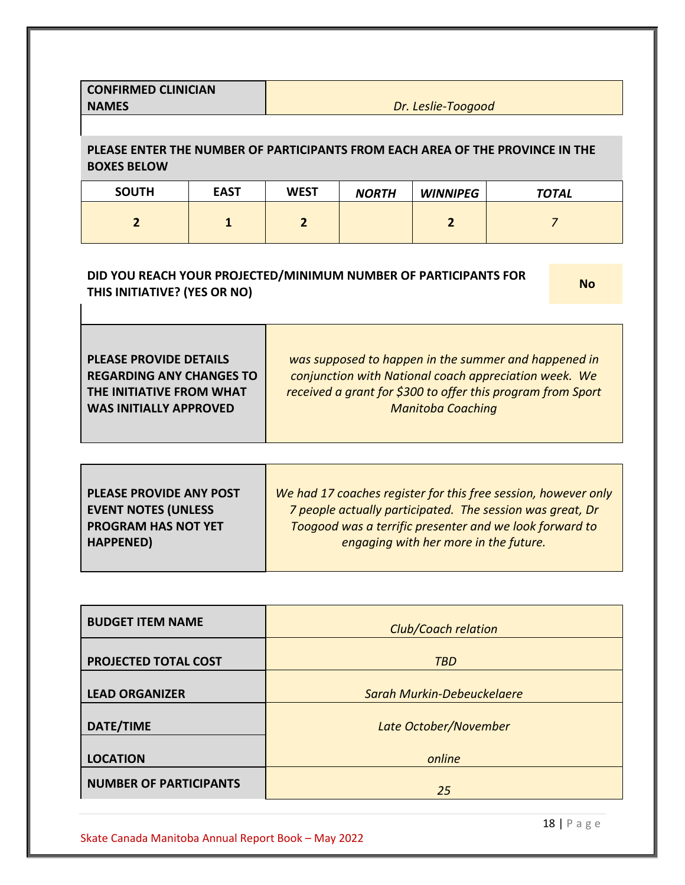| **CONFIRMED CLINICIAN NAMES** | *Dr. Leslie-Toogood* |
|---|---|

**PLEASE ENTER THE NUMBER OF PARTICIPANTS FROM EACH AREA OF THE PROVINCE IN THE BOXES BELOW**

| **SOUTH** | **EAST** | **WEST** | ***NORTH*** | ***WINNIPEG*** | ***TOTAL*** |
|---|---|---|---|---|---|
| **2** | **1** | **2** | | **2** | *7* |

| **DID YOU REACH YOUR PROJECTED/MINIMUM NUMBER OF PARTICIPANTS FOR THIS INITIATIVE? (YES OR NO)** | **No** |
|---|---|

| **PLEASE PROVIDE DETAILS REGARDING ANY CHANGES TO THE INITIATIVE FROM WHAT WAS INITIALLY APPROVED** | *was supposed to happen in the summer and happened in conjunction with National coach appreciation week. We received a grant for $300 to offer this program from Sport Manitoba Coaching* |
|---|---|

| **PLEASE PROVIDE ANY POST EVENT NOTES (UNLESS PROGRAM HAS NOT YET HAPPENED)** | *We had 17 coaches register for this free session, however only 7 people actually participated. The session was great, Dr Toogood was a terrific presenter and we look forward to engaging with her more in the future.* |
|---|---|

| **BUDGET ITEM NAME** | *Club/Coach relation* |
|---|---|
| **PROJECTED TOTAL COST** | *TBD* |
| **LEAD ORGANIZER** | *Sarah Murkin-Debeuckelaere* |
| **DATE/TIME** | *Late October/November* |
| **LOCATION** | *online* |
| **NUMBER OF PARTICIPANTS** | *25* |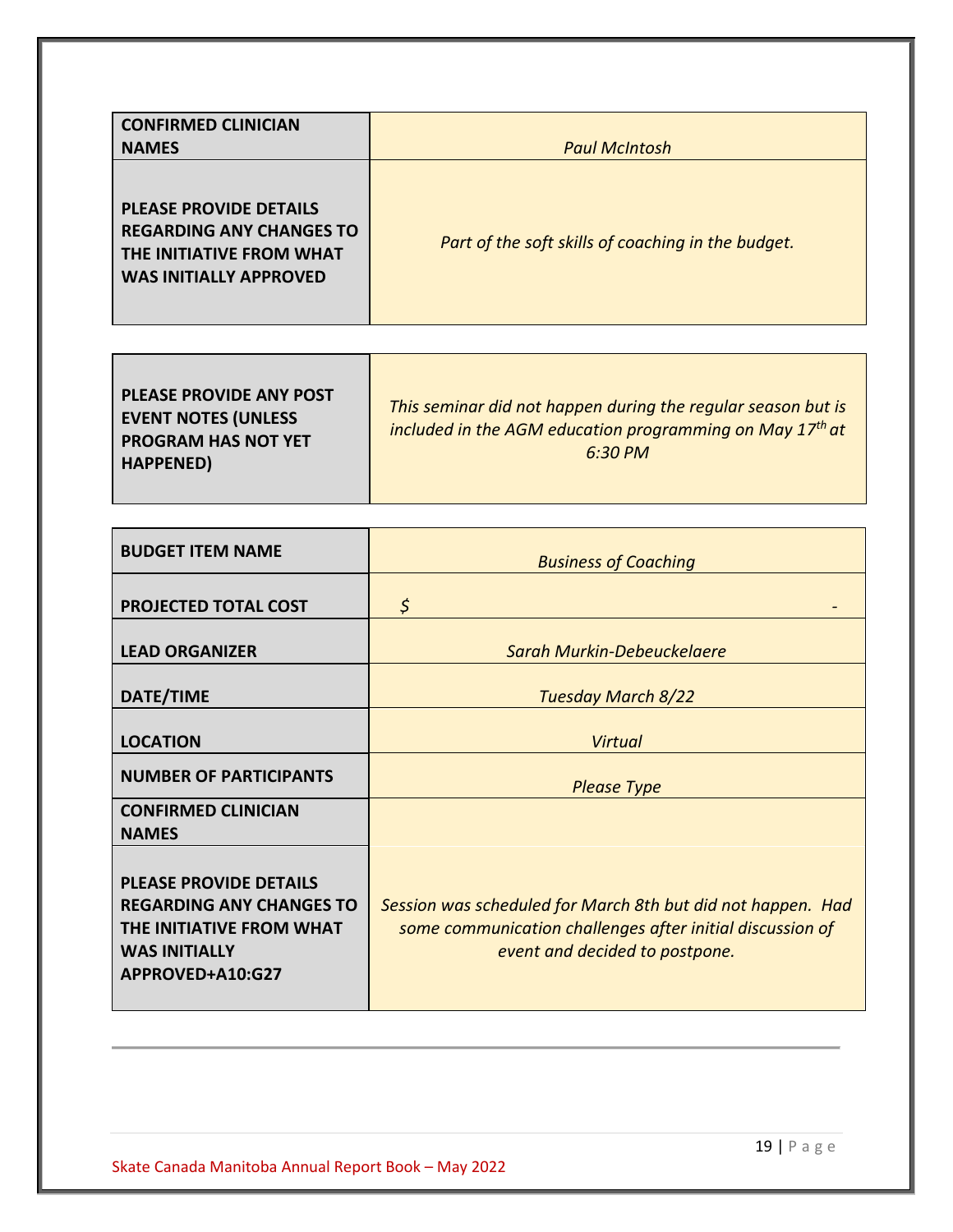| | |
|---|---|
| **CONFIRMED CLINICIAN NAMES** | *Paul McIntosh* |
| **PLEASE PROVIDE DETAILS REGARDING ANY CHANGES TO THE INITIATIVE FROM WHAT WAS INITIALLY APPROVED** | *Part of the soft skills of coaching in the budget.* |

| | |
|---|---|
| **PLEASE PROVIDE ANY POST EVENT NOTES (UNLESS PROGRAM HAS NOT YET HAPPENED)** | *This seminar did not happen during the regular season but is included in the AGM education programming on May 17th at 6:30 PM* |

| | |
|---|---|
| **BUDGET ITEM NAME** | *Business of Coaching* |
| **PROJECTED TOTAL COST** | *$ -* |
| **LEAD ORGANIZER** | *Sarah Murkin-Debeuckelaere* |
| **DATE/TIME** | *Tuesday March 8/22* |
| **LOCATION** | *Virtual* |
| **NUMBER OF PARTICIPANTS** | *Please Type* |
| **CONFIRMED CLINICIAN NAMES** | |
| **PLEASE PROVIDE DETAILS REGARDING ANY CHANGES TO THE INITIATIVE FROM WHAT WAS INITIALLY APPROVED+A10:G27** | *Session was scheduled for March 8th but did not happen. Had some communication challenges after initial discussion of event and decided to postpone.* |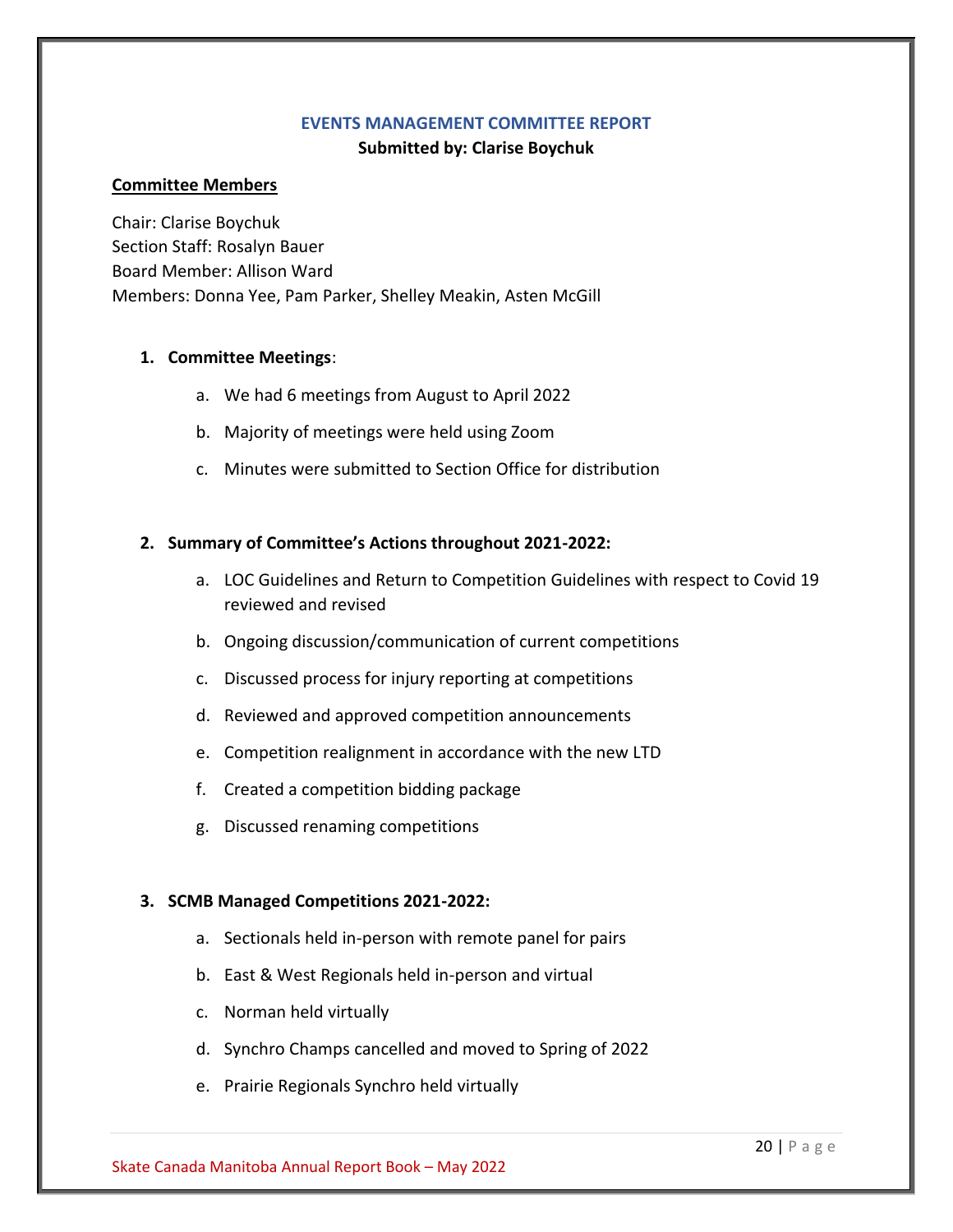## EVENTS MANAGEMENT COMMITTEE REPORT

**Submitted by: Clarise Boychuk**

**Committee Members**

Chair: Clarise Boychuk
Section Staff: Rosalyn Bauer
Board Member: Allison Ward
Members: Donna Yee, Pam Parker, Shelley Meakin, Asten McGill

1. **Committee Meetings**:
   a. We had 6 meetings from August to April 2022
   b. Majority of meetings were held using Zoom
   c. Minutes were submitted to Section Office for distribution

2. **Summary of Committee's Actions throughout 2021-2022:**
   a. LOC Guidelines and Return to Competition Guidelines with respect to Covid 19 reviewed and revised
   b. Ongoing discussion/communication of current competitions
   c. Discussed process for injury reporting at competitions
   d. Reviewed and approved competition announcements
   e. Competition realignment in accordance with the new LTD
   f. Created a competition bidding package
   g. Discussed renaming competitions

3. **SCMB Managed Competitions 2021-2022:**
   a. Sectionals held in-person with remote panel for pairs
   b. East & West Regionals held in-person and virtual
   c. Norman held virtually
   d. Synchro Champs cancelled and moved to Spring of 2022
   e. Prairie Regionals Synchro held virtually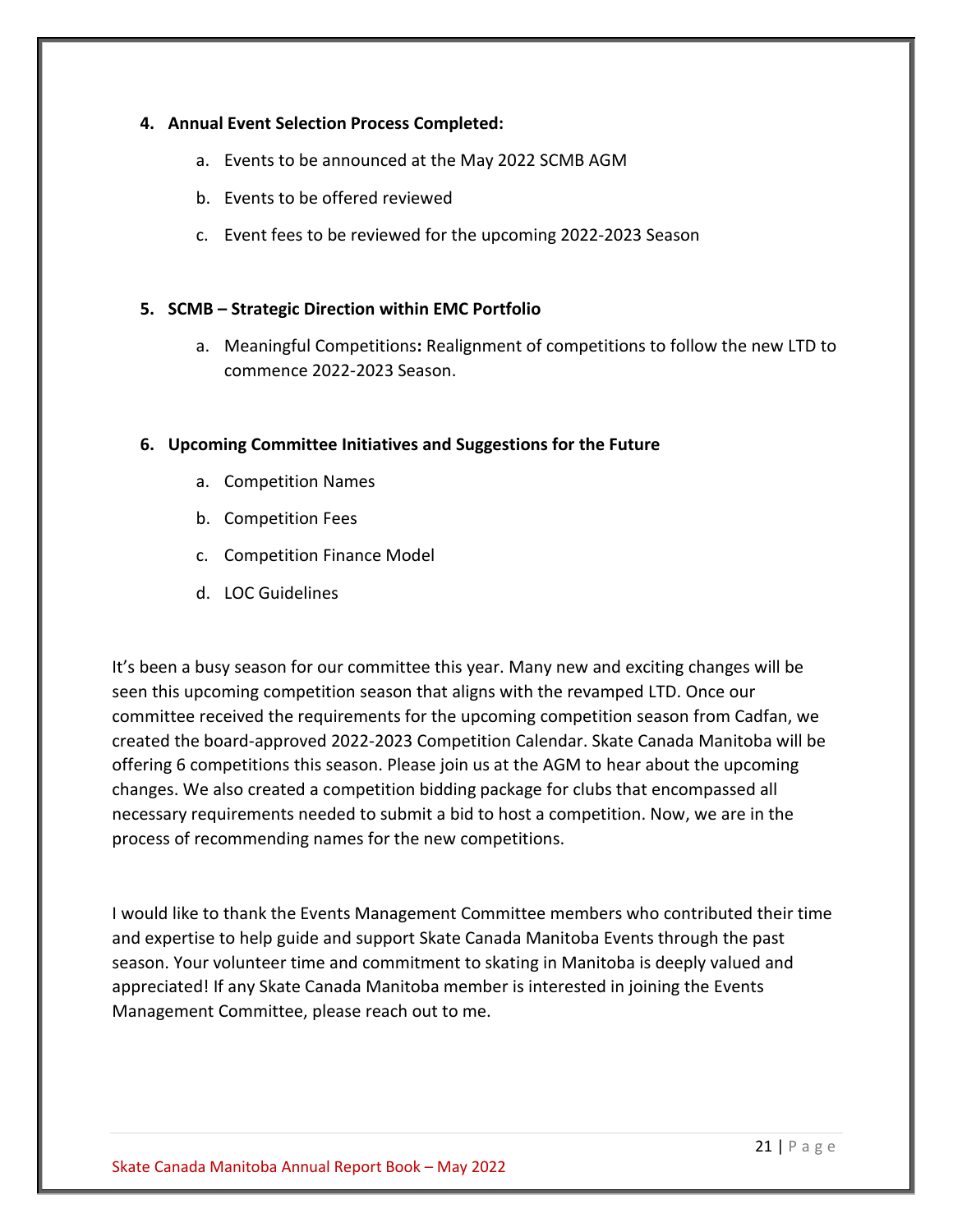4. **Annual Event Selection Process Completed:**
    a. Events to be announced at the May 2022 SCMB AGM
    b. Events to be offered reviewed
    c. Event fees to be reviewed for the upcoming 2022-2023 Season

5. **SCMB – Strategic Direction within EMC Portfolio**
    a. Meaningful Competitions**:** Realignment of competitions to follow the new LTD to commence 2022-2023 Season.

6. **Upcoming Committee Initiatives and Suggestions for the Future**
    a. Competition Names
    b. Competition Fees
    c. Competition Finance Model
    d. LOC Guidelines

It's been a busy season for our committee this year. Many new and exciting changes will be seen this upcoming competition season that aligns with the revamped LTD. Once our committee received the requirements for the upcoming competition season from Cadfan, we created the board-approved 2022-2023 Competition Calendar. Skate Canada Manitoba will be offering 6 competitions this season. Please join us at the AGM to hear about the upcoming changes. We also created a competition bidding package for clubs that encompassed all necessary requirements needed to submit a bid to host a competition. Now, we are in the process of recommending names for the new competitions.

I would like to thank the Events Management Committee members who contributed their time and expertise to help guide and support Skate Canada Manitoba Events through the past season. Your volunteer time and commitment to skating in Manitoba is deeply valued and appreciated! If any Skate Canada Manitoba member is interested in joining the Events Management Committee, please reach out to me.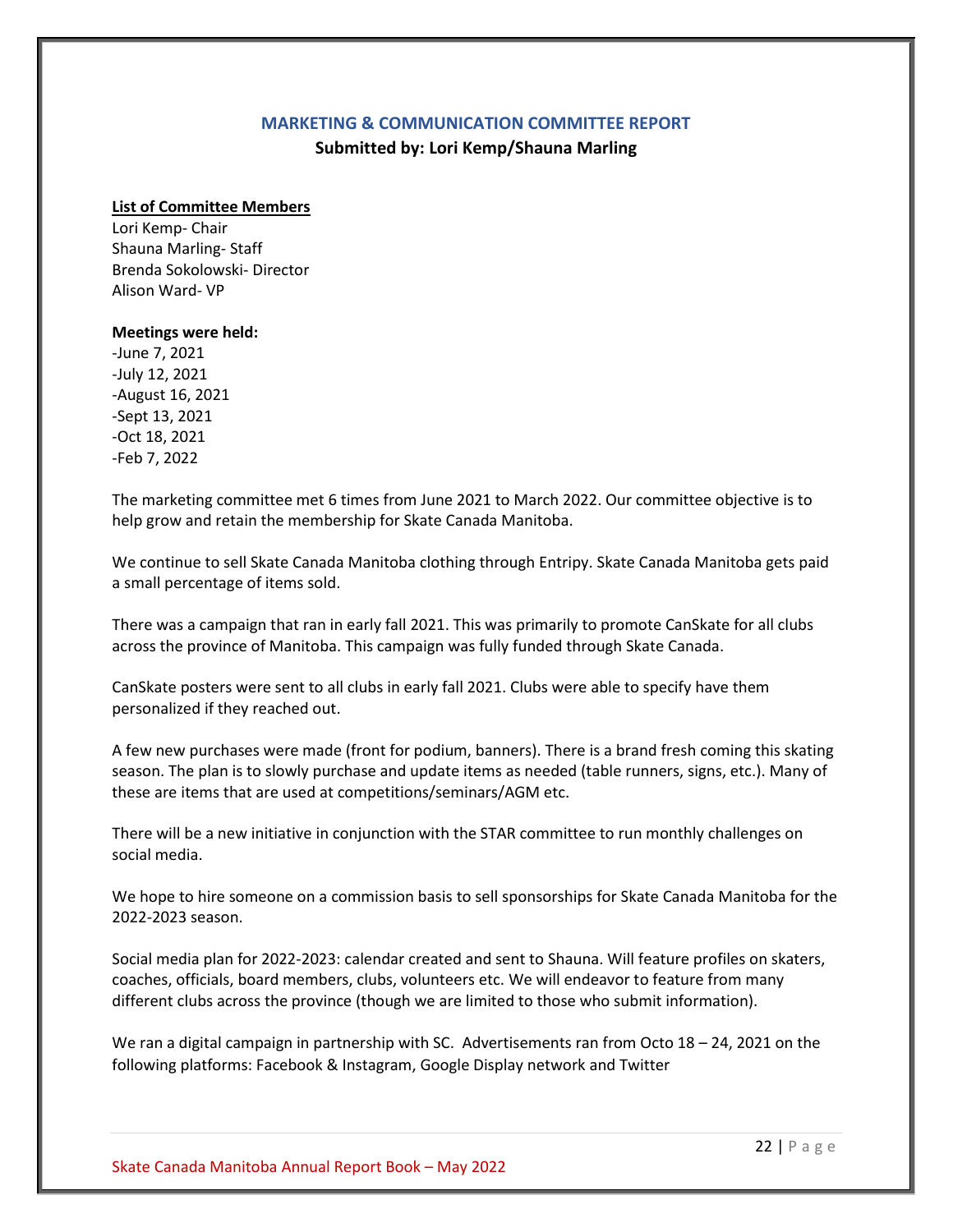## MARKETING & COMMUNICATION COMMITTEE REPORT

**Submitted by: Lori Kemp/Shauna Marling**

**List of Committee Members**

Lori Kemp- Chair
Shauna Marling- Staff
Brenda Sokolowski- Director
Alison Ward- VP

**Meetings were held:**

-June 7, 2021
-July 12, 2021
-August 16, 2021
-Sept 13, 2021
-Oct 18, 2021
-Feb 7, 2022

The marketing committee met 6 times from June 2021 to March 2022. Our committee objective is to help grow and retain the membership for Skate Canada Manitoba.

We continue to sell Skate Canada Manitoba clothing through Entripy. Skate Canada Manitoba gets paid a small percentage of items sold.

There was a campaign that ran in early fall 2021. This was primarily to promote CanSkate for all clubs across the province of Manitoba. This campaign was fully funded through Skate Canada.

CanSkate posters were sent to all clubs in early fall 2021. Clubs were able to specify have them personalized if they reached out.

A few new purchases were made (front for podium, banners). There is a brand fresh coming this skating season. The plan is to slowly purchase and update items as needed (table runners, signs, etc.). Many of these are items that are used at competitions/seminars/AGM etc.

There will be a new initiative in conjunction with the STAR committee to run monthly challenges on social media.

We hope to hire someone on a commission basis to sell sponsorships for Skate Canada Manitoba for the 2022-2023 season.

Social media plan for 2022-2023: calendar created and sent to Shauna. Will feature profiles on skaters, coaches, officials, board members, clubs, volunteers etc. We will endeavor to feature from many different clubs across the province (though we are limited to those who submit information).

We ran a digital campaign in partnership with SC. Advertisements ran from Octo 18 – 24, 2021 on the following platforms: Facebook & Instagram, Google Display network and Twitter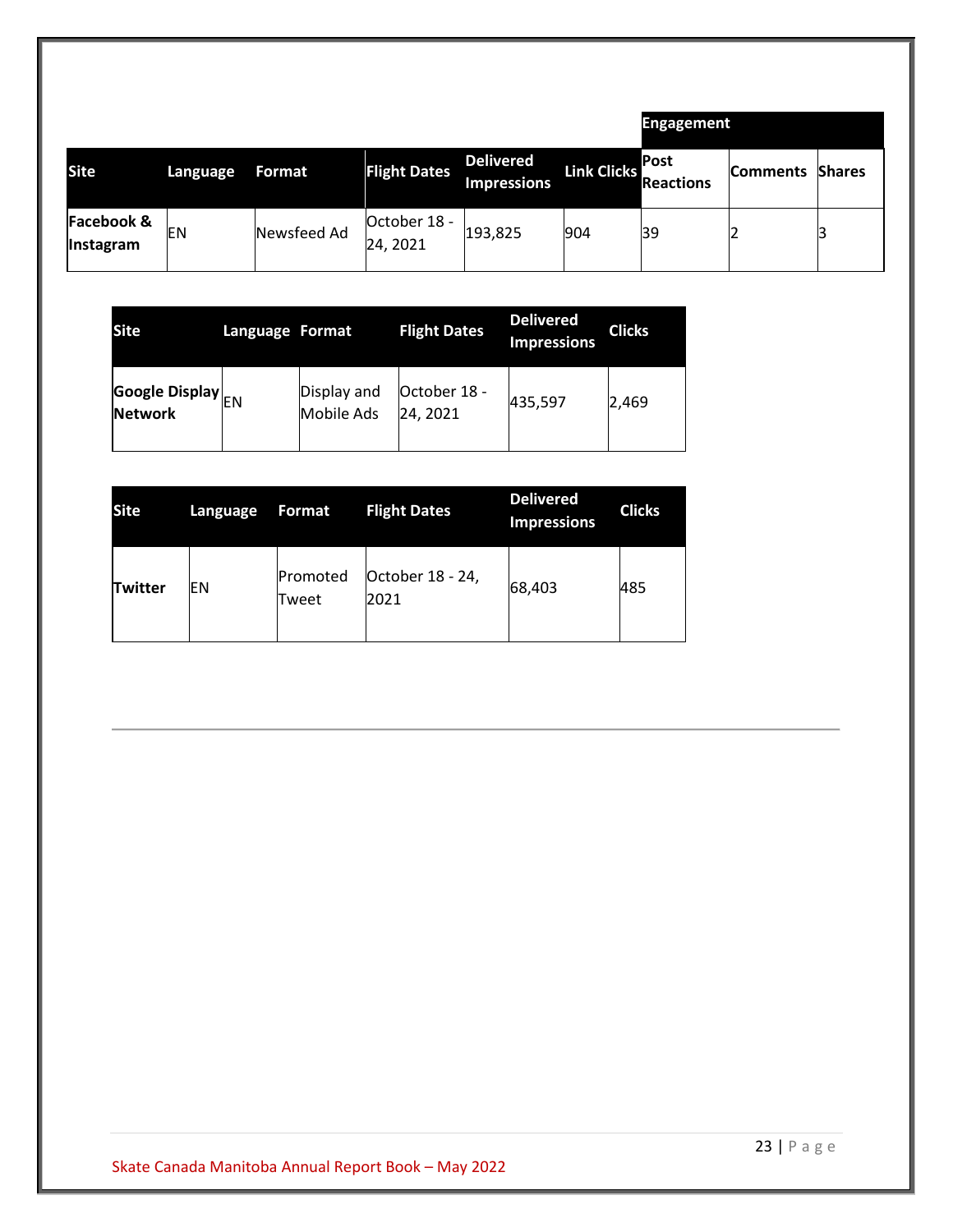| | | | | | | Engagement | | |
|---|---|---|---|---|---|---|---|---|
| **Site** | **Language** | **Format** | **Flight Dates** | **Delivered Impressions** | **Link Clicks** | **Post Reactions** | **Comments** | **Shares** |
| **Facebook & Instagram** | EN | Newsfeed Ad | October 18 - 24, 2021 | 193,825 | 904 | 39 | 2 | 3 |

| Site | Language | Format | Flight Dates | Delivered Impressions | Clicks |
|---|---|---|---|---|---|
| **Google Display Network** | EN | Display and Mobile Ads | October 18 - 24, 2021 | 435,597 | 2,469 |

| Site | Language | Format | Flight Dates | Delivered Impressions | Clicks |
|---|---|---|---|---|---|
| **Twitter** | EN | Promoted Tweet | October 18 - 24, 2021 | 68,403 | 485 |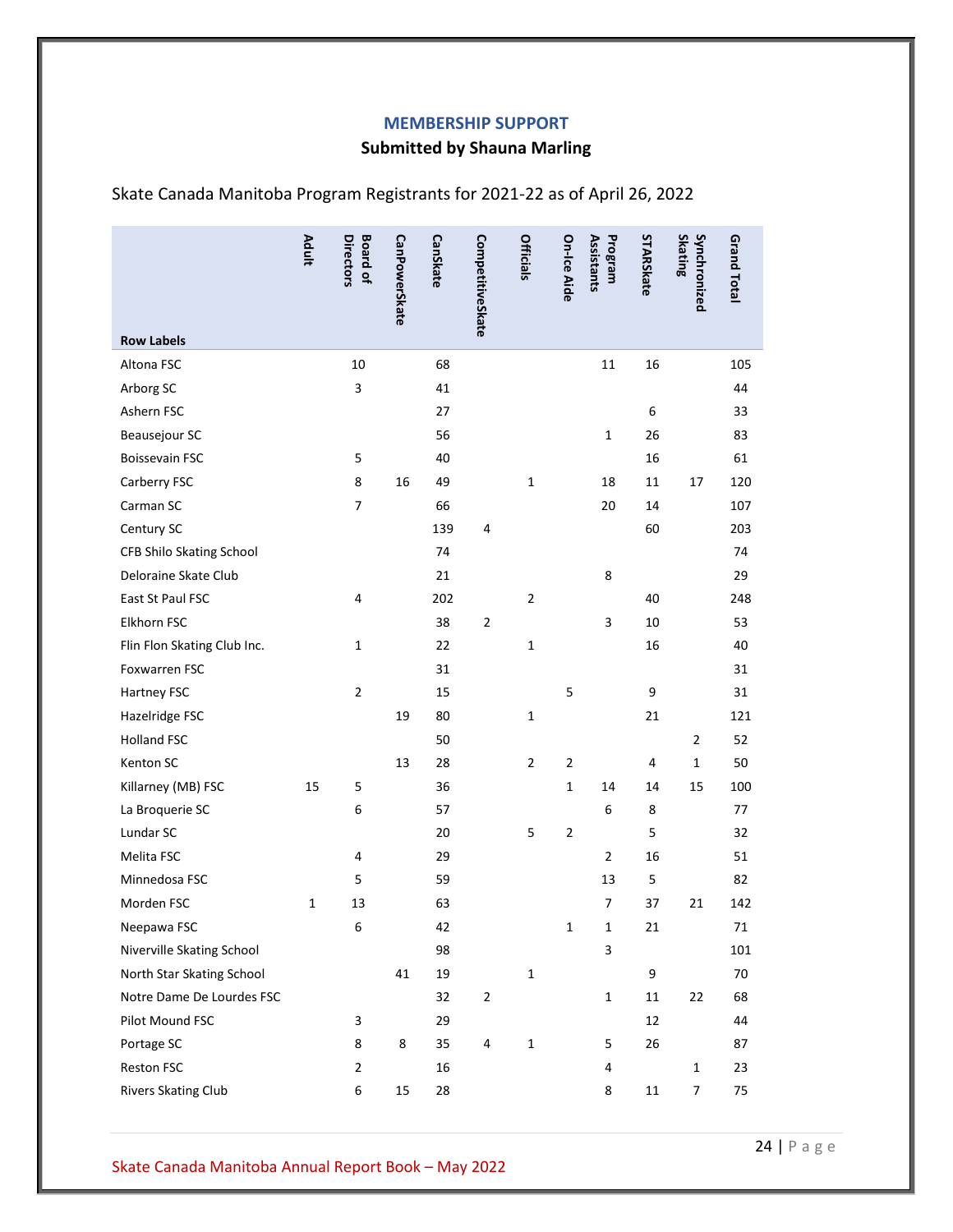## MEMBERSHIP SUPPORT

**Submitted by Shauna Marling**

Skate Canada Manitoba Program Registrants for 2021-22 as of April 26, 2022

| Row Labels | Adult | Board of Directors | CanPowerSkate | CanSkate | CompetitiveSkate | Officials | On-Ice Aide | Program Assistants | STARSkate | Synchronized Skating | Grand Total |
|---|---|---|---|---|---|---|---|---|---|---|---|
| Altona FSC | | 10 | | 68 | | | | 11 | 16 | | 105 |
| Arborg SC | | 3 | | 41 | | | | | | | 44 |
| Ashern FSC | | | | 27 | | | | | 6 | | 33 |
| Beausejour SC | | | | 56 | | | | 1 | 26 | | 83 |
| Boissevain FSC | | 5 | | 40 | | | | | 16 | | 61 |
| Carberry FSC | | 8 | 16 | 49 | | 1 | | 18 | 11 | 17 | 120 |
| Carman SC | | 7 | | 66 | | | | 20 | 14 | | 107 |
| Century SC | | | | 139 | 4 | | | | 60 | | 203 |
| CFB Shilo Skating School | | | | 74 | | | | | | | 74 |
| Deloraine Skate Club | | | | 21 | | | | 8 | | | 29 |
| East St Paul FSC | | 4 | | 202 | | 2 | | | 40 | | 248 |
| Elkhorn FSC | | | | 38 | 2 | | | 3 | 10 | | 53 |
| Flin Flon Skating Club Inc. | | 1 | | 22 | | 1 | | | 16 | | 40 |
| Foxwarren FSC | | | | 31 | | | | | | | 31 |
| Hartney FSC | | 2 | | 15 | | | 5 | | 9 | | 31 |
| Hazelridge FSC | | | 19 | 80 | | 1 | | | 21 | | 121 |
| Holland FSC | | | | 50 | | | | | | 2 | 52 |
| Kenton SC | | | 13 | 28 | | 2 | 2 | | 4 | 1 | 50 |
| Killarney (MB) FSC | 15 | 5 | | 36 | | | 1 | 14 | 14 | 15 | 100 |
| La Broquerie SC | | 6 | | 57 | | | | 6 | 8 | | 77 |
| Lundar SC | | | | 20 | | 5 | 2 | | 5 | | 32 |
| Melita FSC | | 4 | | 29 | | | | 2 | 16 | | 51 |
| Minnedosa FSC | | 5 | | 59 | | | | 13 | 5 | | 82 |
| Morden FSC | 1 | 13 | | 63 | | | | 7 | 37 | 21 | 142 |
| Neepawa FSC | | 6 | | 42 | | | 1 | 1 | 21 | | 71 |
| Niverville Skating School | | | | 98 | | | | 3 | | | 101 |
| North Star Skating School | | | 41 | 19 | | 1 | | | 9 | | 70 |
| Notre Dame De Lourdes FSC | | | | 32 | 2 | | | 1 | 11 | 22 | 68 |
| Pilot Mound FSC | | 3 | | 29 | | | | | 12 | | 44 |
| Portage SC | | 8 | 8 | 35 | 4 | 1 | | 5 | 26 | | 87 |
| Reston FSC | | 2 | | 16 | | | | 4 | | 1 | 23 |
| Rivers Skating Club | | 6 | 15 | 28 | | | | 8 | 11 | 7 | 75 |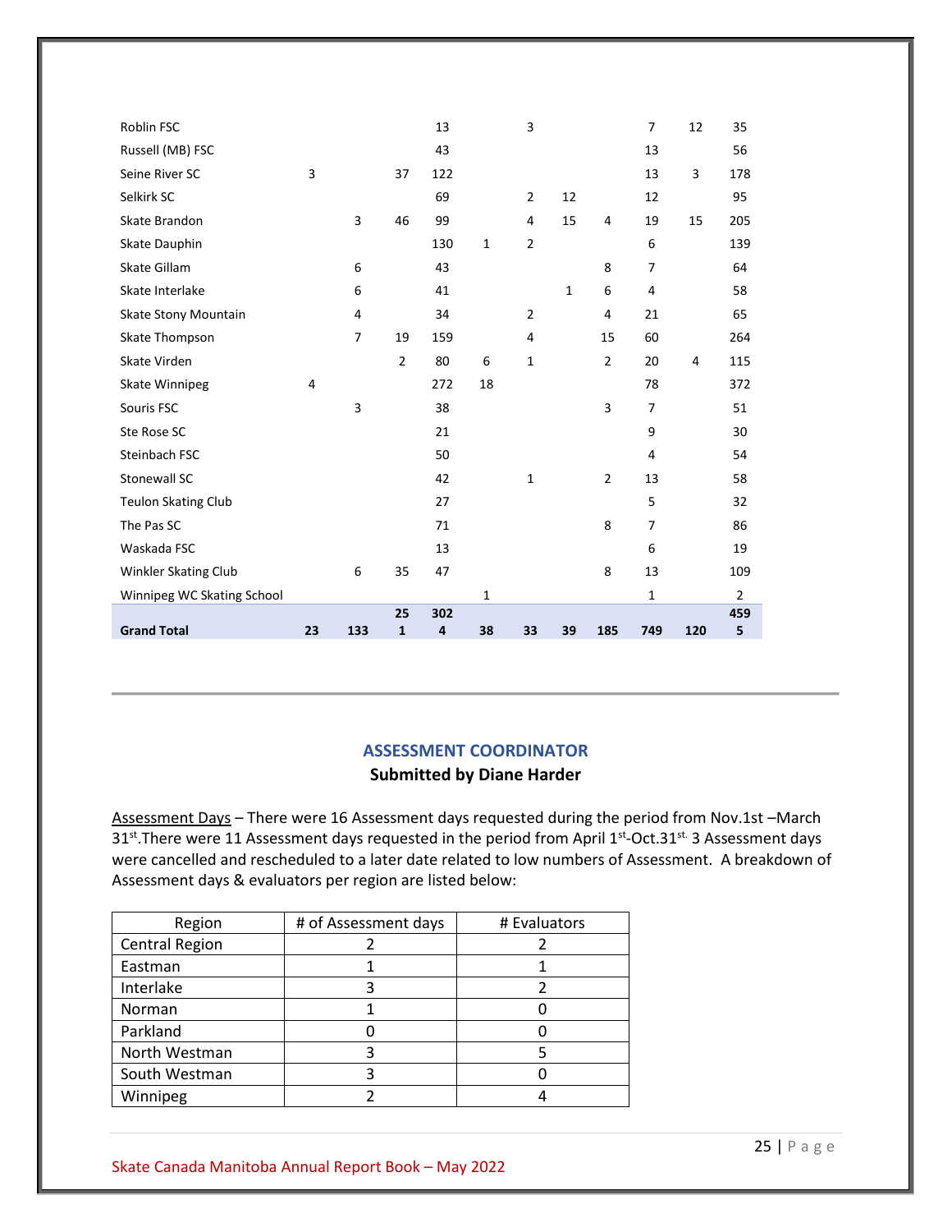| | | | | | | | | | | | |
|---|---|---|---|---|---|---|---|---|---|---|---|
| Roblin FSC | | | | 13 | | 3 | | | 7 | 12 | 35 |
| Russell (MB) FSC | | | | 43 | | | | | 13 | | 56 |
| Seine River SC | 3 | | 37 | 122 | | | | | 13 | 3 | 178 |
| Selkirk SC | | | | 69 | | 2 | 12 | | 12 | | 95 |
| Skate Brandon | | 3 | 46 | 99 | | 4 | 15 | 4 | 19 | 15 | 205 |
| Skate Dauphin | | | | 130 | 1 | 2 | | | 6 | | 139 |
| Skate Gillam | | 6 | | 43 | | | | 8 | 7 | | 64 |
| Skate Interlake | | 6 | | 41 | | | 1 | 6 | 4 | | 58 |
| Skate Stony Mountain | | 4 | | 34 | | 2 | | 4 | 21 | | 65 |
| Skate Thompson | | 7 | 19 | 159 | | 4 | | 15 | 60 | | 264 |
| Skate Virden | | | 2 | 80 | 6 | 1 | | 2 | 20 | 4 | 115 |
| Skate Winnipeg | 4 | | | 272 | 18 | | | | 78 | | 372 |
| Souris FSC | | 3 | | 38 | | | | 3 | 7 | | 51 |
| Ste Rose SC | | | | 21 | | | | | 9 | | 30 |
| Steinbach FSC | | | | 50 | | | | | 4 | | 54 |
| Stonewall SC | | | | 42 | | 1 | | 2 | 13 | | 58 |
| Teulon Skating Club | | | | 27 | | | | | 5 | | 32 |
| The Pas SC | | | | 71 | | | | 8 | 7 | | 86 |
| Waskada FSC | | | | 13 | | | | | 6 | | 19 |
| Winkler Skating Club | | 6 | 35 | 47 | | | | 8 | 13 | | 109 |
| Winnipeg WC Skating School | | | | | 1 | | | | 1 | | 2 |
| **Grand Total** | **23** | **133** | **251** | **3024** | **38** | **33** | **39** | **185** | **749** | **120** | **4595** |

## ASSESSMENT COORDINATOR

**Submitted by Diane Harder**

Assessment Days – There were 16 Assessment days requested during the period from Nov.1st –March 31st.There were 11 Assessment days requested in the period from April 1st-Oct.31st. 3 Assessment days were cancelled and rescheduled to a later date related to low numbers of Assessment. A breakdown of Assessment days & evaluators per region are listed below:

| Region | # of Assessment days | # Evaluators |
|---|---|---|
| Central Region | 2 | 2 |
| Eastman | 1 | 1 |
| Interlake | 3 | 2 |
| Norman | 1 | 0 |
| Parkland | 0 | 0 |
| North Westman | 3 | 5 |
| South Westman | 3 | 0 |
| Winnipeg | 2 | 4 |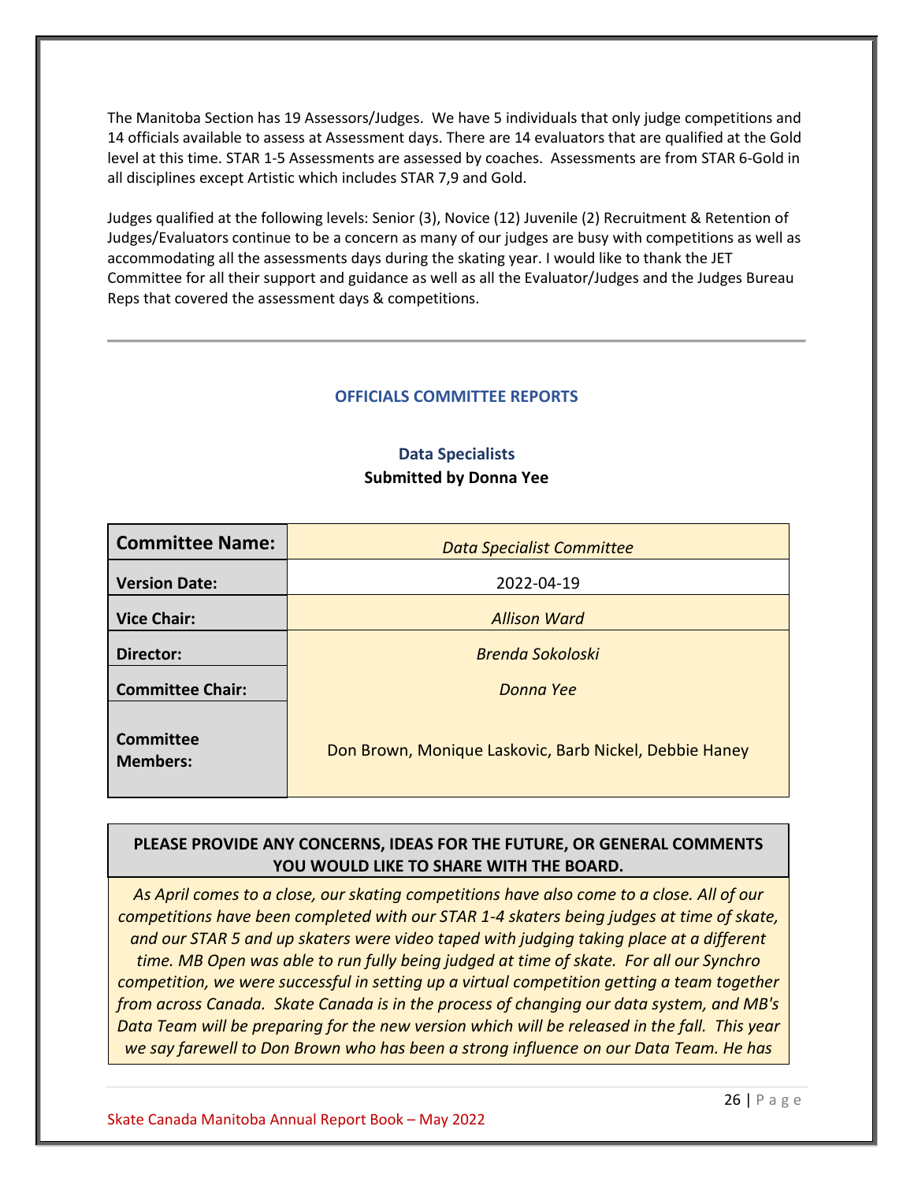The Manitoba Section has 19 Assessors/Judges. We have 5 individuals that only judge competitions and 14 officials available to assess at Assessment days. There are 14 evaluators that are qualified at the Gold level at this time. STAR 1-5 Assessments are assessed by coaches. Assessments are from STAR 6-Gold in all disciplines except Artistic which includes STAR 7,9 and Gold.

Judges qualified at the following levels: Senior (3), Novice (12) Juvenile (2) Recruitment & Retention of Judges/Evaluators continue to be a concern as many of our judges are busy with competitions as well as accommodating all the assessments days during the skating year. I would like to thank the JET Committee for all their support and guidance as well as all the Evaluator/Judges and the Judges Bureau Reps that covered the assessment days & competitions.

---

## OFFICIALS COMMITTEE REPORTS

### Data Specialists

**Submitted by Donna Yee**

| **Committee Name:** | *Data Specialist Committee* |
|---|---|
| **Version Date:** | 2022-04-19 |
| **Vice Chair:** | *Allison Ward* |
| **Director:** | *Brenda Sokoloski* |
| **Committee Chair:** | *Donna Yee* |
| **Committee Members:** | Don Brown, Monique Laskovic, Barb Nickel, Debbie Haney |

| **PLEASE PROVIDE ANY CONCERNS, IDEAS FOR THE FUTURE, OR GENERAL COMMENTS YOU WOULD LIKE TO SHARE WITH THE BOARD.** |
|---|
| *As April comes to a close, our skating competitions have also come to a close. All of our competitions have been completed with our STAR 1-4 skaters being judges at time of skate, and our STAR 5 and up skaters were video taped with judging taking place at a different time. MB Open was able to run fully being judged at time of skate. For all our Synchro competition, we were successful in setting up a virtual competition getting a team together from across Canada. Skate Canada is in the process of changing our data system, and MB's Data Team will be preparing for the new version which will be released in the fall. This year we say farewell to Don Brown who has been a strong influence on our Data Team. He has* |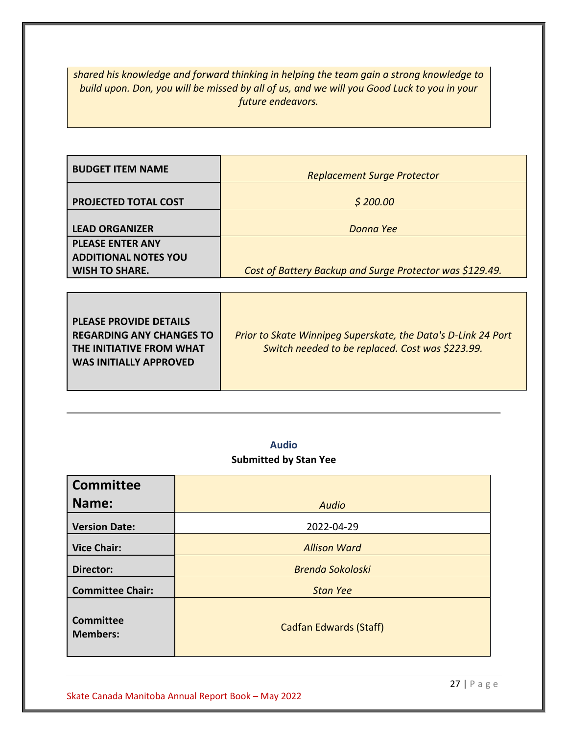*shared his knowledge and forward thinking in helping the team gain a strong knowledge to build upon. Don, you will be missed by all of us, and we will you Good Luck to you in your future endeavors.*

| **BUDGET ITEM NAME** | *Replacement Surge Protector* |
|---|---|
| **PROJECTED TOTAL COST** | *$ 200.00* |
| **LEAD ORGANIZER** | *Donna Yee* |
| **PLEASE ENTER ANY ADDITIONAL NOTES YOU WISH TO SHARE.** | *Cost of Battery Backup and Surge Protector was $129.49.* |

| **PLEASE PROVIDE DETAILS REGARDING ANY CHANGES TO THE INITIATIVE FROM WHAT WAS INITIALLY APPROVED** | *Prior to Skate Winnipeg Superskate, the Data's D-Link 24 Port Switch needed to be replaced. Cost was $223.99.* |
|---|---|

---

## Audio

**Submitted by Stan Yee**

| **Committee Name:** | *Audio* |
|---|---|
| **Version Date:** | 2022-04-29 |
| **Vice Chair:** | *Allison Ward* |
| **Director:** | *Brenda Sokoloski* |
| **Committee Chair:** | *Stan Yee* |
| **Committee Members:** | Cadfan Edwards (Staff) |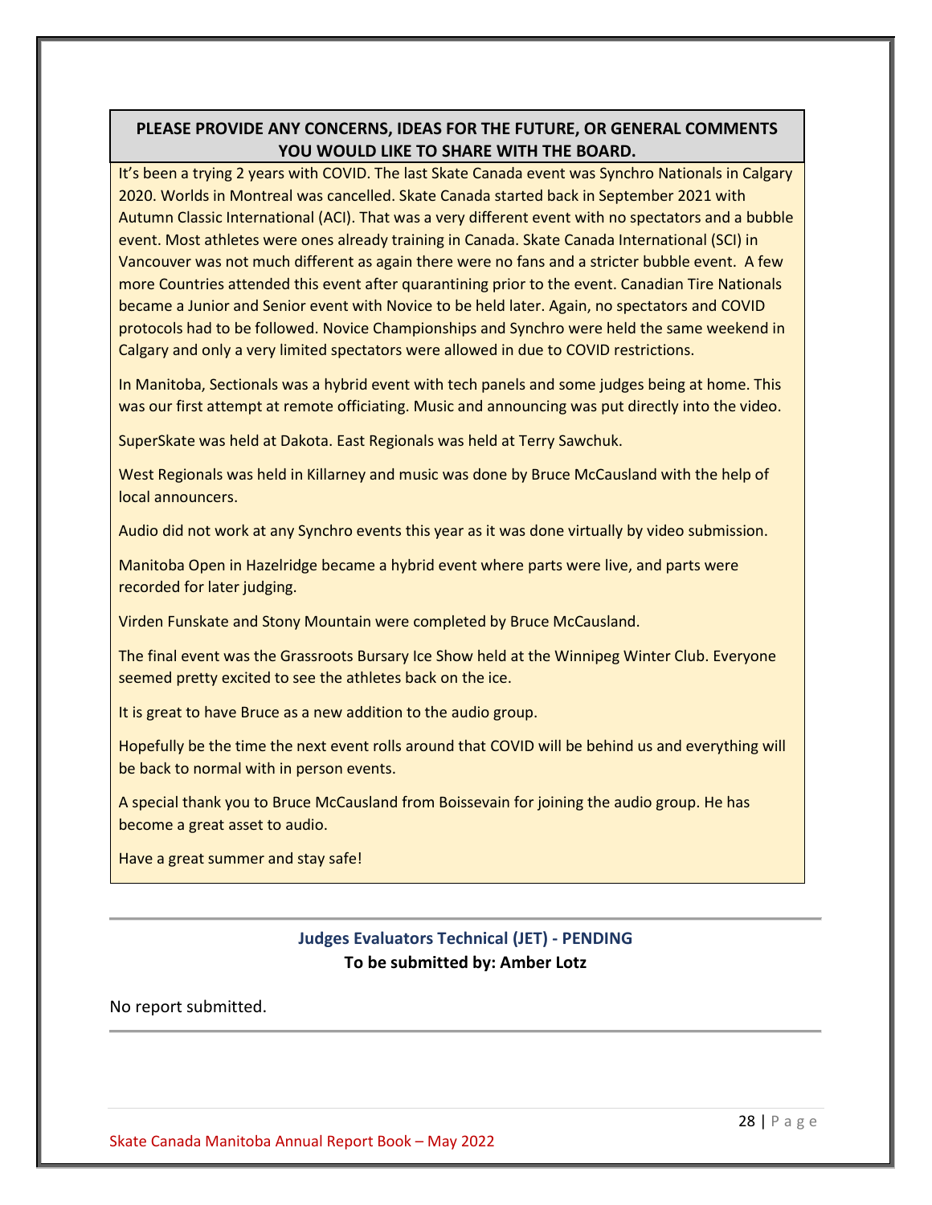**PLEASE PROVIDE ANY CONCERNS, IDEAS FOR THE FUTURE, OR GENERAL COMMENTS YOU WOULD LIKE TO SHARE WITH THE BOARD.**

It's been a trying 2 years with COVID. The last Skate Canada event was Synchro Nationals in Calgary 2020. Worlds in Montreal was cancelled. Skate Canada started back in September 2021 with Autumn Classic International (ACI). That was a very different event with no spectators and a bubble event. Most athletes were ones already training in Canada. Skate Canada International (SCI) in Vancouver was not much different as again there were no fans and a stricter bubble event. A few more Countries attended this event after quarantining prior to the event. Canadian Tire Nationals became a Junior and Senior event with Novice to be held later. Again, no spectators and COVID protocols had to be followed. Novice Championships and Synchro were held the same weekend in Calgary and only a very limited spectators were allowed in due to COVID restrictions.

In Manitoba, Sectionals was a hybrid event with tech panels and some judges being at home. This was our first attempt at remote officiating. Music and announcing was put directly into the video.

SuperSkate was held at Dakota. East Regionals was held at Terry Sawchuk.

West Regionals was held in Killarney and music was done by Bruce McCausland with the help of local announcers.

Audio did not work at any Synchro events this year as it was done virtually by video submission.

Manitoba Open in Hazelridge became a hybrid event where parts were live, and parts were recorded for later judging.

Virden Funskate and Stony Mountain were completed by Bruce McCausland.

The final event was the Grassroots Bursary Ice Show held at the Winnipeg Winter Club. Everyone seemed pretty excited to see the athletes back on the ice.

It is great to have Bruce as a new addition to the audio group.

Hopefully be the time the next event rolls around that COVID will be behind us and everything will be back to normal with in person events.

A special thank you to Bruce McCausland from Boissevain for joining the audio group. He has become a great asset to audio.

Have a great summer and stay safe!

---

## Judges Evaluators Technical (JET) - PENDING

**To be submitted by: Amber Lotz**

No report submitted.

---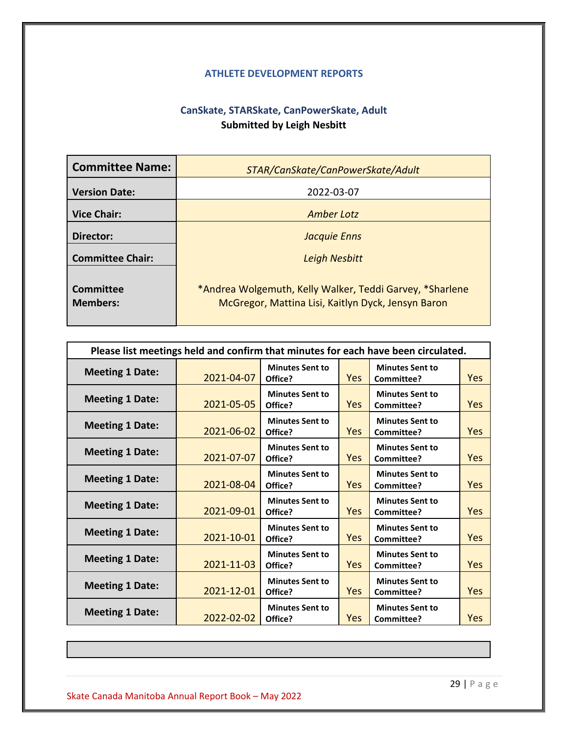## ATHLETE DEVELOPMENT REPORTS

### CanSkate, STARSkate, CanPowerSkate, Adult

**Submitted by Leigh Nesbitt**

| **Committee Name:** | *STAR/CanSkate/CanPowerSkate/Adult* |
|---|---|
| **Version Date:** | 2022-03-07 |
| **Vice Chair:** | *Amber Lotz* |
| **Director:** | *Jacquie Enns* |
| **Committee Chair:** | *Leigh Nesbitt* |
| **Committee Members:** | *Andrea Wolgemuth, Kelly Walker, Teddi Garvey, *Sharlene McGregor, Mattina Lisi, Kaitlyn Dyck, Jensyn Baron |

| **Please list meetings held and confirm that minutes for each have been circulated.** | | | | | |
|---|---|---|---|---|---|
| **Meeting 1 Date:** | 2021-04-07 | **Minutes Sent to Office?** | Yes | **Minutes Sent to Committee?** | Yes |
| **Meeting 1 Date:** | 2021-05-05 | **Minutes Sent to Office?** | Yes | **Minutes Sent to Committee?** | Yes |
| **Meeting 1 Date:** | 2021-06-02 | **Minutes Sent to Office?** | Yes | **Minutes Sent to Committee?** | Yes |
| **Meeting 1 Date:** | 2021-07-07 | **Minutes Sent to Office?** | Yes | **Minutes Sent to Committee?** | Yes |
| **Meeting 1 Date:** | 2021-08-04 | **Minutes Sent to Office?** | Yes | **Minutes Sent to Committee?** | Yes |
| **Meeting 1 Date:** | 2021-09-01 | **Minutes Sent to Office?** | Yes | **Minutes Sent to Committee?** | Yes |
| **Meeting 1 Date:** | 2021-10-01 | **Minutes Sent to Office?** | Yes | **Minutes Sent to Committee?** | Yes |
| **Meeting 1 Date:** | 2021-11-03 | **Minutes Sent to Office?** | Yes | **Minutes Sent to Committee?** | Yes |
| **Meeting 1 Date:** | 2021-12-01 | **Minutes Sent to Office?** | Yes | **Minutes Sent to Committee?** | Yes |
| **Meeting 1 Date:** | 2022-02-02 | **Minutes Sent to Office?** | Yes | **Minutes Sent to Committee?** | Yes |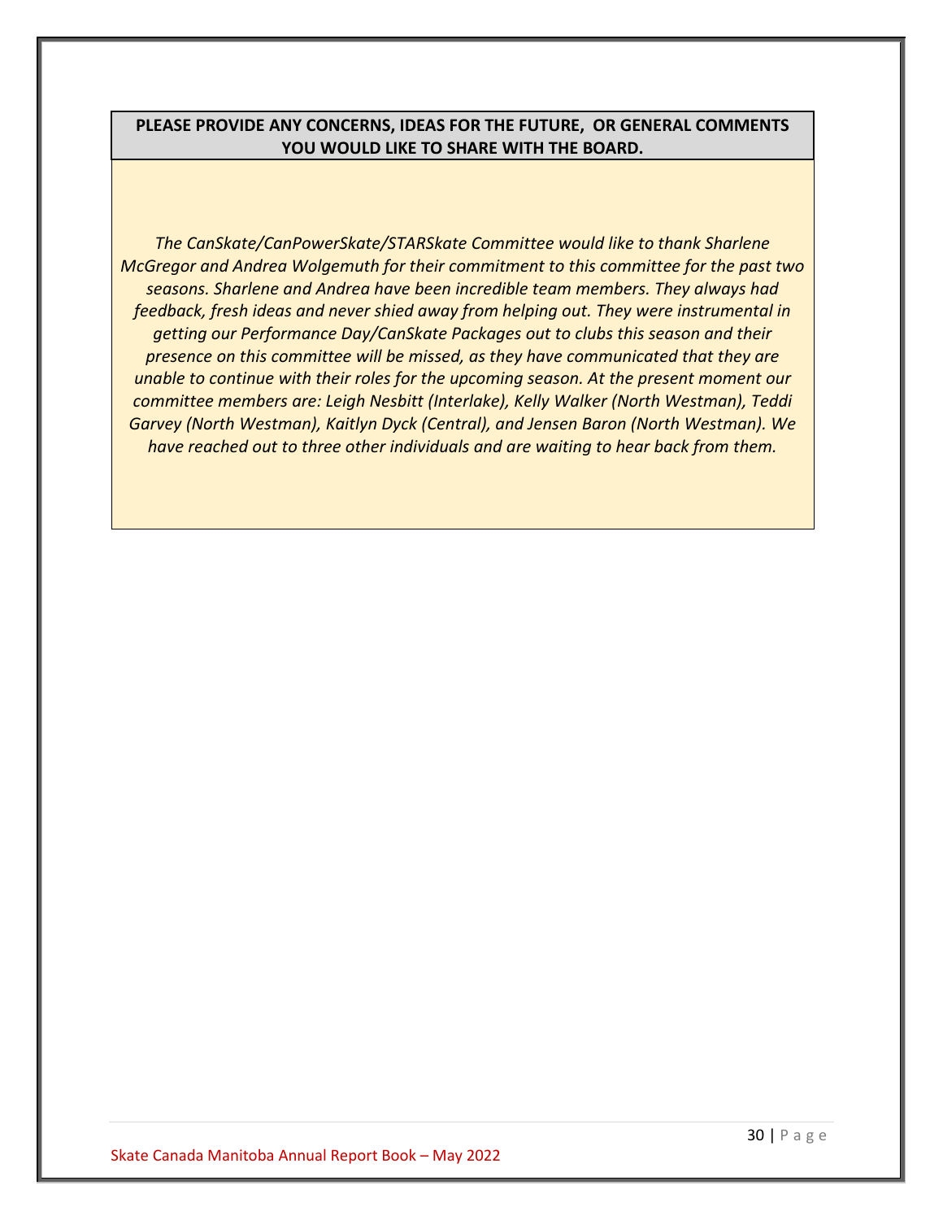| **PLEASE PROVIDE ANY CONCERNS, IDEAS FOR THE FUTURE, OR GENERAL COMMENTS YOU WOULD LIKE TO SHARE WITH THE BOARD.** |
| --- |
| *The CanSkate/CanPowerSkate/STARSkate Committee would like to thank Sharlene McGregor and Andrea Wolgemuth for their commitment to this committee for the past two seasons. Sharlene and Andrea have been incredible team members. They always had feedback, fresh ideas and never shied away from helping out. They were instrumental in getting our Performance Day/CanSkate Packages out to clubs this season and their presence on this committee will be missed, as they have communicated that they are unable to continue with their roles for the upcoming season. At the present moment our committee members are: Leigh Nesbitt (Interlake), Kelly Walker (North Westman), Teddi Garvey (North Westman), Kaitlyn Dyck (Central), and Jensen Baron (North Westman). We have reached out to three other individuals and are waiting to hear back from them.* |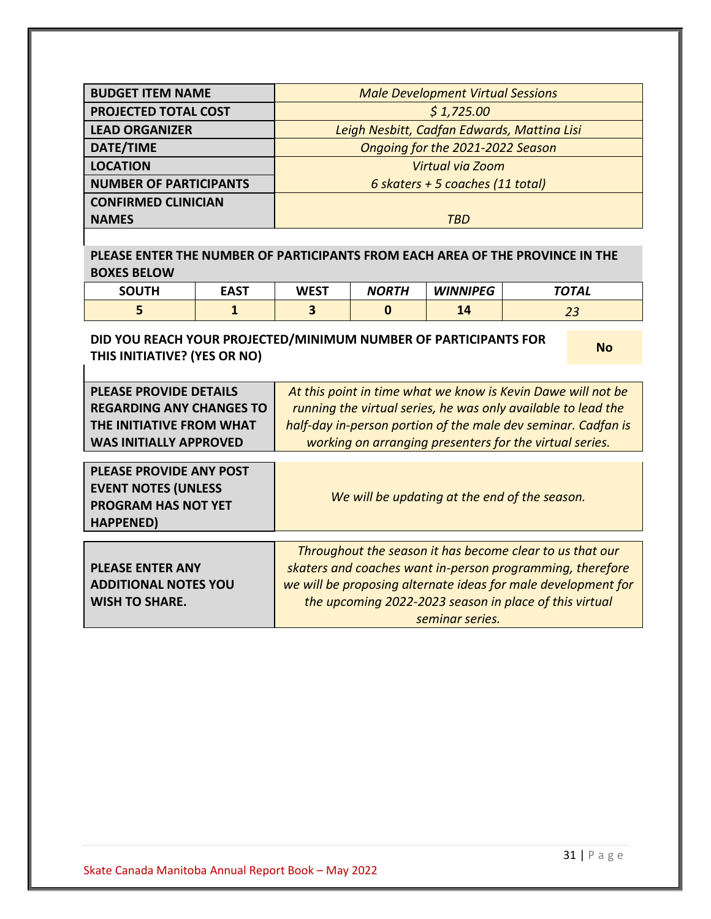| BUDGET ITEM NAME | *Male Development Virtual Sessions* |
| --- | --- |
| PROJECTED TOTAL COST | *$ 1,725.00* |
| LEAD ORGANIZER | *Leigh Nesbitt, Cadfan Edwards, Mattina Lisi* |
| DATE/TIME | *Ongoing for the 2021-2022 Season* |
| LOCATION | *Virtual via Zoom* |
| NUMBER OF PARTICIPANTS | *6 skaters + 5 coaches (11 total)* |
| CONFIRMED CLINICIAN NAMES | *TBD* |

**PLEASE ENTER THE NUMBER OF PARTICIPANTS FROM EACH AREA OF THE PROVINCE IN THE BOXES BELOW**

| SOUTH | EAST | WEST | *NORTH* | *WINNIPEG* | *TOTAL* |
| --- | --- | --- | --- | --- | --- |
| 5 | 1 | 3 | 0 | 14 | *23* |

| DID YOU REACH YOUR PROJECTED/MINIMUM NUMBER OF PARTICIPANTS FOR THIS INITIATIVE? (YES OR NO) | No |
| --- | --- |

| PLEASE PROVIDE DETAILS REGARDING ANY CHANGES TO THE INITIATIVE FROM WHAT WAS INITIALLY APPROVED | *At this point in time what we know is Kevin Dawe will not be running the virtual series, he was only available to lead the half-day in-person portion of the male dev seminar. Cadfan is working on arranging presenters for the virtual series.* |
| --- | --- |
| PLEASE PROVIDE ANY POST EVENT NOTES (UNLESS PROGRAM HAS NOT YET HAPPENED) | *We will be updating at the end of the season.* |
| PLEASE ENTER ANY ADDITIONAL NOTES YOU WISH TO SHARE. | *Throughout the season it has become clear to us that our skaters and coaches want in-person programming, therefore we will be proposing alternate ideas for male development for the upcoming 2022-2023 season in place of this virtual seminar series.* |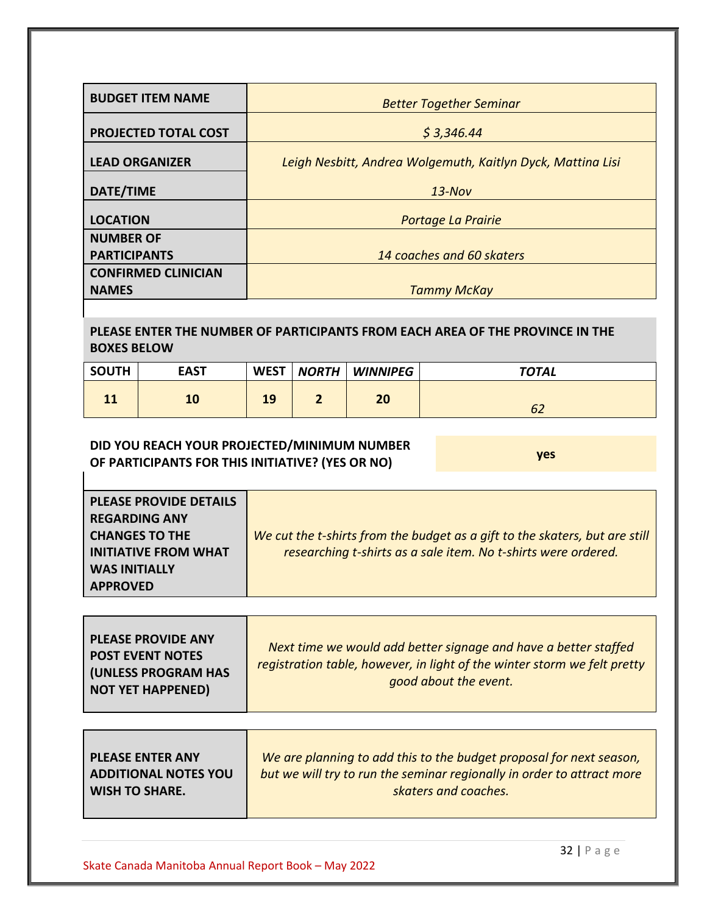| | |
|---|---|
| **BUDGET ITEM NAME** | *Better Together Seminar* |
| **PROJECTED TOTAL COST** | *$ 3,346.44* |
| **LEAD ORGANIZER** | *Leigh Nesbitt, Andrea Wolgemuth, Kaitlyn Dyck, Mattina Lisi* |
| **DATE/TIME** | *13-Nov* |
| **LOCATION** | *Portage La Prairie* |
| **NUMBER OF PARTICIPANTS** | *14 coaches and 60 skaters* |
| **CONFIRMED CLINICIAN NAMES** | *Tammy McKay* |

**PLEASE ENTER THE NUMBER OF PARTICIPANTS FROM EACH AREA OF THE PROVINCE IN THE BOXES BELOW**

| SOUTH | EAST | WEST | *NORTH* | *WINNIPEG* | *TOTAL* |
|---|---|---|---|---|---|
| **11** | **10** | **19** | **2** | **20** | *62* |

| | |
|---|---|
| **DID YOU REACH YOUR PROJECTED/MINIMUM NUMBER OF PARTICIPANTS FOR THIS INITIATIVE? (YES OR NO)** | **yes** |

| | |
|---|---|
| **PLEASE PROVIDE DETAILS REGARDING ANY CHANGES TO THE INITIATIVE FROM WHAT WAS INITIALLY APPROVED** | *We cut the t-shirts from the budget as a gift to the skaters, but are still researching t-shirts as a sale item. No t-shirts were ordered.* |

| | |
|---|---|
| **PLEASE PROVIDE ANY POST EVENT NOTES (UNLESS PROGRAM HAS NOT YET HAPPENED)** | *Next time we would add better signage and have a better staffed registration table, however, in light of the winter storm we felt pretty good about the event.* |

| | |
|---|---|
| **PLEASE ENTER ANY ADDITIONAL NOTES YOU WISH TO SHARE.** | *We are planning to add this to the budget proposal for next season, but we will try to run the seminar regionally in order to attract more skaters and coaches.* |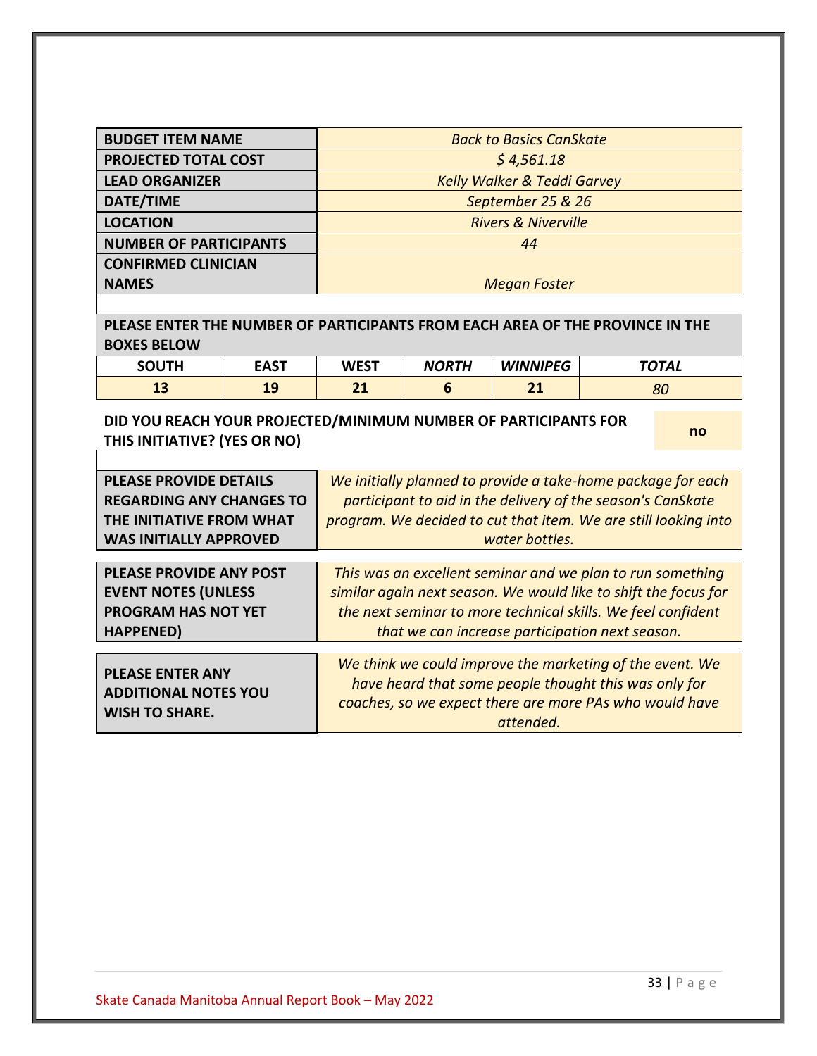| BUDGET ITEM NAME | *Back to Basics CanSkate* |
|---|---|
| PROJECTED TOTAL COST | *$ 4,561.18* |
| LEAD ORGANIZER | *Kelly Walker & Teddi Garvey* |
| DATE/TIME | *September 25 & 26* |
| LOCATION | *Rivers & Niverville* |
| NUMBER OF PARTICIPANTS | *44* |
| CONFIRMED CLINICIAN NAMES | *Megan Foster* |

**PLEASE ENTER THE NUMBER OF PARTICIPANTS FROM EACH AREA OF THE PROVINCE IN THE BOXES BELOW**

| SOUTH | EAST | WEST | *NORTH* | *WINNIPEG* | *TOTAL* |
|---|---|---|---|---|---|
| 13 | 19 | 21 | 6 | 21 | *80* |

| DID YOU REACH YOUR PROJECTED/MINIMUM NUMBER OF PARTICIPANTS FOR THIS INITIATIVE? (YES OR NO) | no |
|---|---|

| PLEASE PROVIDE DETAILS REGARDING ANY CHANGES TO THE INITIATIVE FROM WHAT WAS INITIALLY APPROVED | *We initially planned to provide a take-home package for each participant to aid in the delivery of the season's CanSkate program. We decided to cut that item. We are still looking into water bottles.* |
|---|---|

| PLEASE PROVIDE ANY POST EVENT NOTES (UNLESS PROGRAM HAS NOT YET HAPPENED) | *This was an excellent seminar and we plan to run something similar again next season. We would like to shift the focus for the next seminar to more technical skills. We feel confident that we can increase participation next season.* |
|---|---|

| PLEASE ENTER ANY ADDITIONAL NOTES YOU WISH TO SHARE. | *We think we could improve the marketing of the event. We have heard that some people thought this was only for coaches, so we expect there are more PAs who would have attended.* |
|---|---|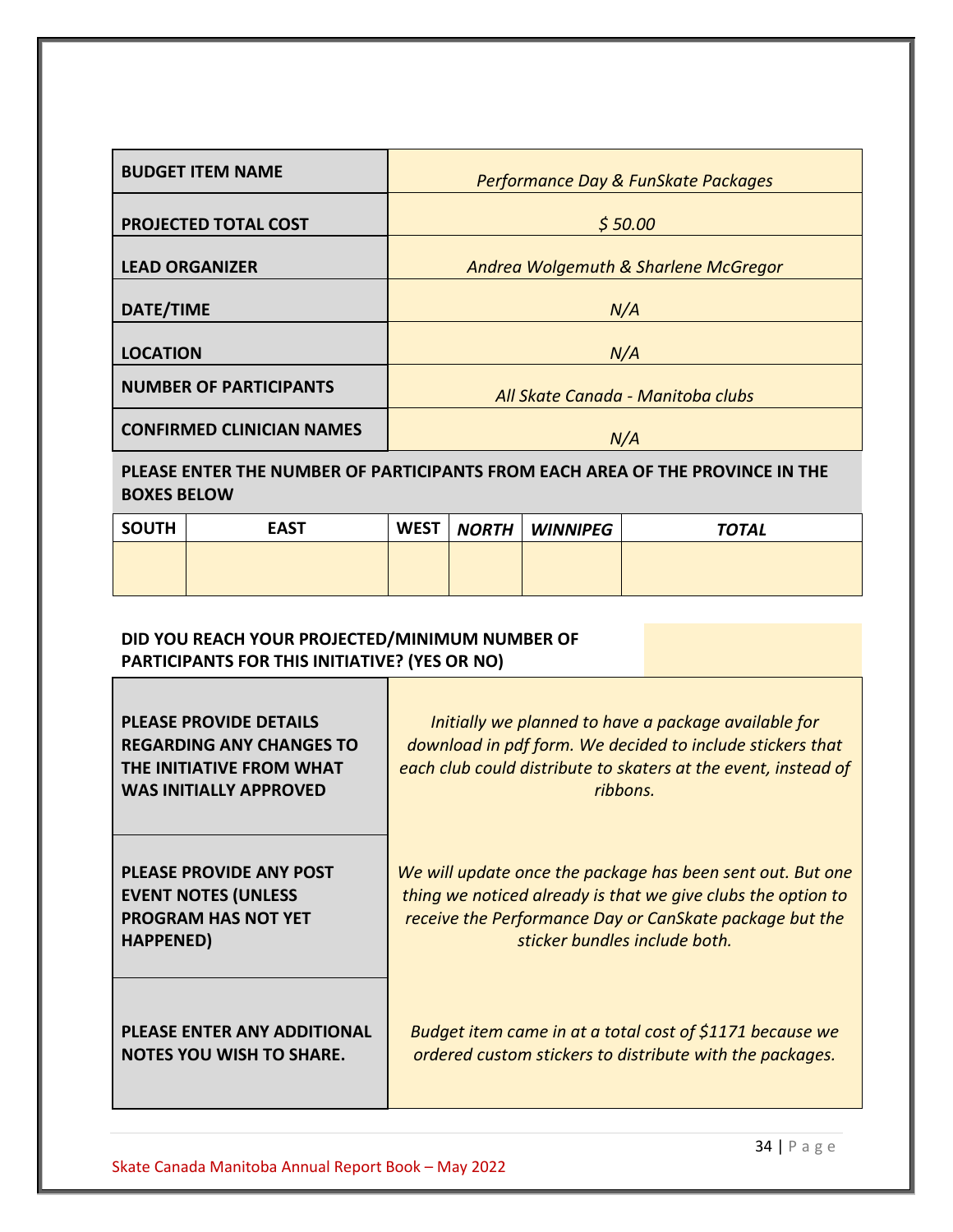| BUDGET ITEM NAME | *Performance Day & FunSkate Packages* |
|---|---|
| PROJECTED TOTAL COST | *$ 50.00* |
| LEAD ORGANIZER | *Andrea Wolgemuth & Sharlene McGregor* |
| DATE/TIME | *N/A* |
| LOCATION | *N/A* |
| NUMBER OF PARTICIPANTS | *All Skate Canada - Manitoba clubs* |
| CONFIRMED CLINICIAN NAMES | *N/A* |

**PLEASE ENTER THE NUMBER OF PARTICIPANTS FROM EACH AREA OF THE PROVINCE IN THE BOXES BELOW**

| SOUTH | EAST | WEST | *NORTH* | *WINNIPEG* | *TOTAL* |
|---|---|---|---|---|---|
| | | | | | |

**DID YOU REACH YOUR PROJECTED/MINIMUM NUMBER OF PARTICIPANTS FOR THIS INITIATIVE? (YES OR NO)**

| | |
|---|---|
| **PLEASE PROVIDE DETAILS REGARDING ANY CHANGES TO THE INITIATIVE FROM WHAT WAS INITIALLY APPROVED** | *Initially we planned to have a package available for download in pdf form. We decided to include stickers that each club could distribute to skaters at the event, instead of ribbons.* |
| **PLEASE PROVIDE ANY POST EVENT NOTES (UNLESS PROGRAM HAS NOT YET HAPPENED)** | *We will update once the package has been sent out. But one thing we noticed already is that we give clubs the option to receive the Performance Day or CanSkate package but the sticker bundles include both.* |
| **PLEASE ENTER ANY ADDITIONAL NOTES YOU WISH TO SHARE.** | *Budget item came in at a total cost of $1171 because we ordered custom stickers to distribute with the packages.* |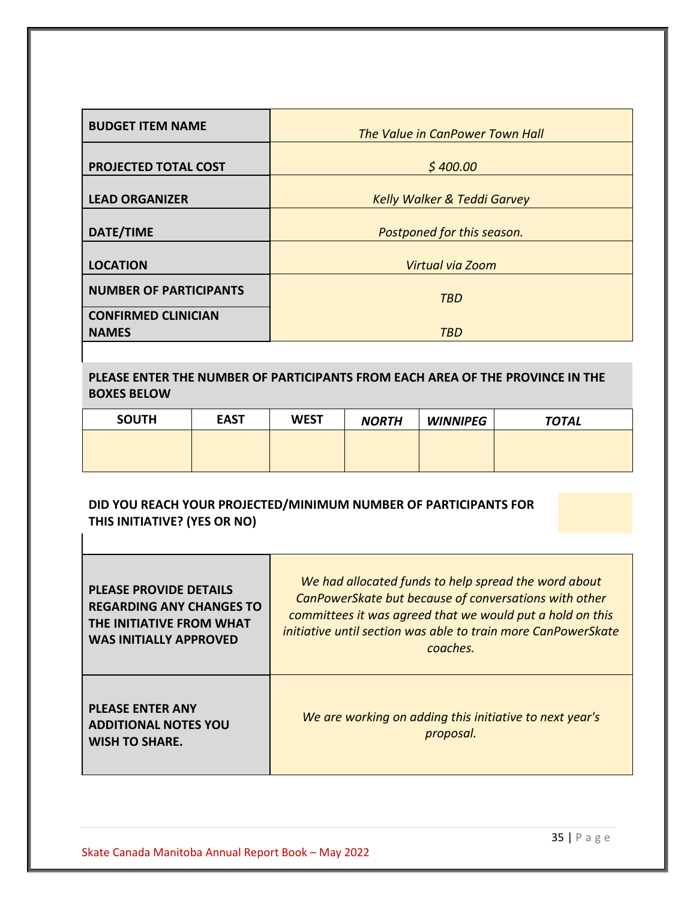| | |
|---|---|
| **BUDGET ITEM NAME** | *The Value in CanPower Town Hall* |
| **PROJECTED TOTAL COST** | *$ 400.00* |
| **LEAD ORGANIZER** | *Kelly Walker & Teddi Garvey* |
| **DATE/TIME** | *Postponed for this season.* |
| **LOCATION** | *Virtual via Zoom* |
| **NUMBER OF PARTICIPANTS** | *TBD* |
| **CONFIRMED CLINICIAN NAMES** | *TBD* |

**PLEASE ENTER THE NUMBER OF PARTICIPANTS FROM EACH AREA OF THE PROVINCE IN THE BOXES BELOW**

| SOUTH | EAST | WEST | *NORTH* | *WINNIPEG* | *TOTAL* |
|---|---|---|---|---|---|
| | | | | | |

**DID YOU REACH YOUR PROJECTED/MINIMUM NUMBER OF PARTICIPANTS FOR THIS INITIATIVE? (YES OR NO)**

| | |
|---|---|
| **PLEASE PROVIDE DETAILS REGARDING ANY CHANGES TO THE INITIATIVE FROM WHAT WAS INITIALLY APPROVED** | *We had allocated funds to help spread the word about CanPowerSkate but because of conversations with other committees it was agreed that we would put a hold on this initiative until section was able to train more CanPowerSkate coaches.* |
| **PLEASE ENTER ANY ADDITIONAL NOTES YOU WISH TO SHARE.** | *We are working on adding this initiative to next year's proposal.* |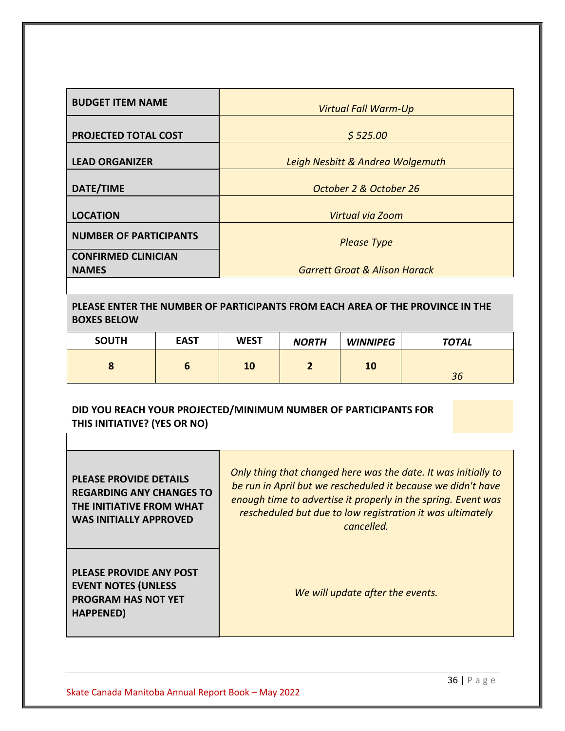| BUDGET ITEM NAME | *Virtual Fall Warm-Up* |
|---|---|
| PROJECTED TOTAL COST | *$ 525.00* |
| LEAD ORGANIZER | *Leigh Nesbitt & Andrea Wolgemuth* |
| DATE/TIME | *October 2 & October 26* |
| LOCATION | *Virtual via Zoom* |
| NUMBER OF PARTICIPANTS | *Please Type* |
| CONFIRMED CLINICIAN NAMES | *Garrett Groat & Alison Harack* |

**PLEASE ENTER THE NUMBER OF PARTICIPANTS FROM EACH AREA OF THE PROVINCE IN THE BOXES BELOW**

| SOUTH | EAST | WEST | *NORTH* | *WINNIPEG* | *TOTAL* |
|---|---|---|---|---|---|
| 8 | 6 | 10 | 2 | 10 | *36* |

**DID YOU REACH YOUR PROJECTED/MINIMUM NUMBER OF PARTICIPANTS FOR THIS INITIATIVE? (YES OR NO)**

| PLEASE PROVIDE DETAILS REGARDING ANY CHANGES TO THE INITIATIVE FROM WHAT WAS INITIALLY APPROVED | *Only thing that changed here was the date. It was initially to be run in April but we rescheduled it because we didn't have enough time to advertise it properly in the spring. Event was rescheduled but due to low registration it was ultimately cancelled.* |
|---|---|
| PLEASE PROVIDE ANY POST EVENT NOTES (UNLESS PROGRAM HAS NOT YET HAPPENED) | *We will update after the events.* |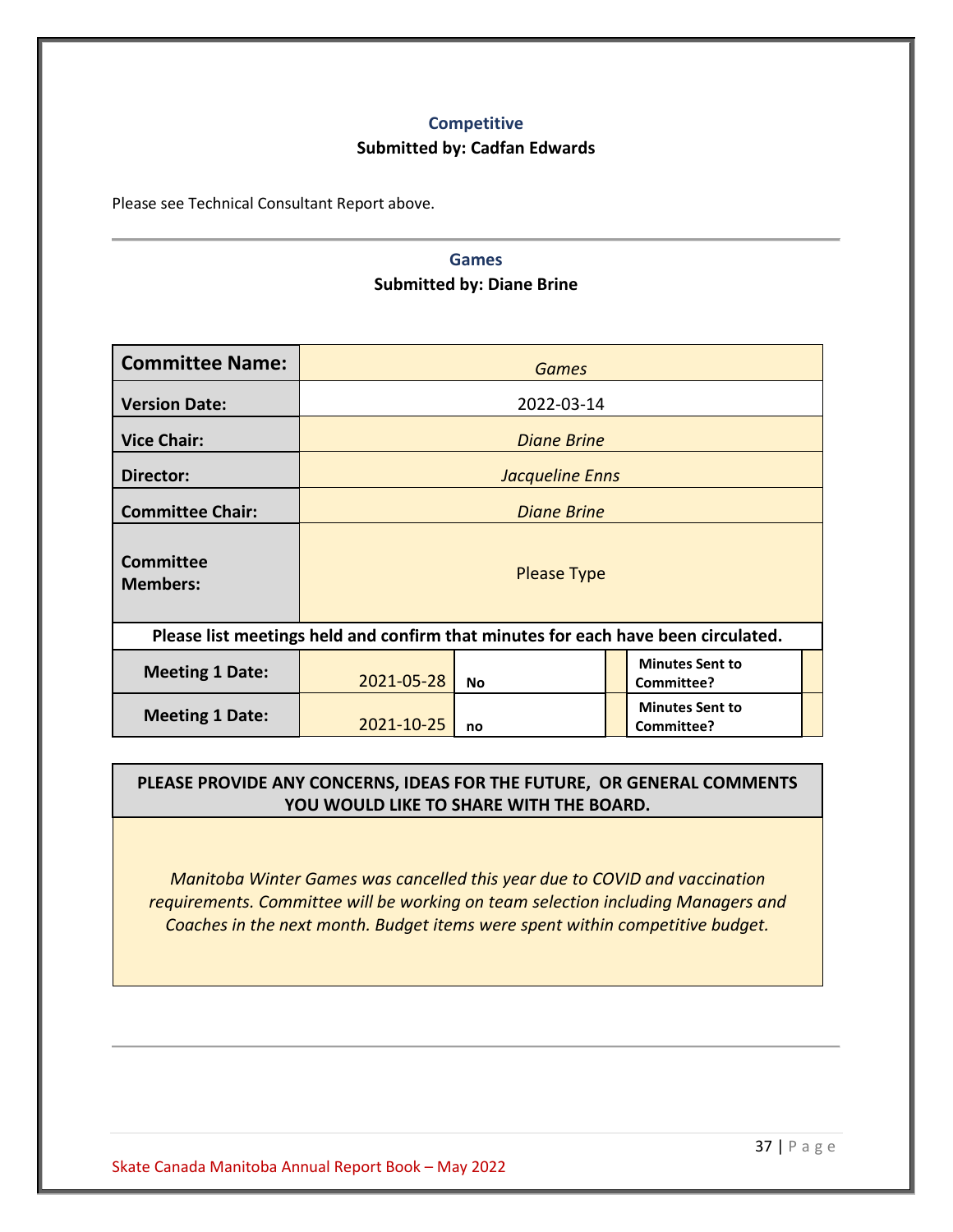## Competitive

**Submitted by: Cadfan Edwards**

Please see Technical Consultant Report above.

---

## Games

**Submitted by: Diane Brine**

| **Committee Name:** | *Games* | | | | |
|---|---|---|---|---|---|
| **Version Date:** | 2022-03-14 | | | | |
| **Vice Chair:** | *Diane Brine* | | | | |
| **Director:** | *Jacqueline Enns* | | | | |
| **Committee Chair:** | *Diane Brine* | | | | |
| **Committee Members:** | Please Type | | | | |
| **Please list meetings held and confirm that minutes for each have been circulated.** | | | | | |
| **Meeting 1 Date:** | 2021-05-28 | **No** | | **Minutes Sent to Committee?** | |
| **Meeting 1 Date:** | 2021-10-25 | **no** | | **Minutes Sent to Committee?** | |

| **PLEASE PROVIDE ANY CONCERNS, IDEAS FOR THE FUTURE, OR GENERAL COMMENTS YOU WOULD LIKE TO SHARE WITH THE BOARD.** |
|---|
| *Manitoba Winter Games was cancelled this year due to COVID and vaccination requirements. Committee will be working on team selection including Managers and Coaches in the next month. Budget items were spent within competitive budget.* |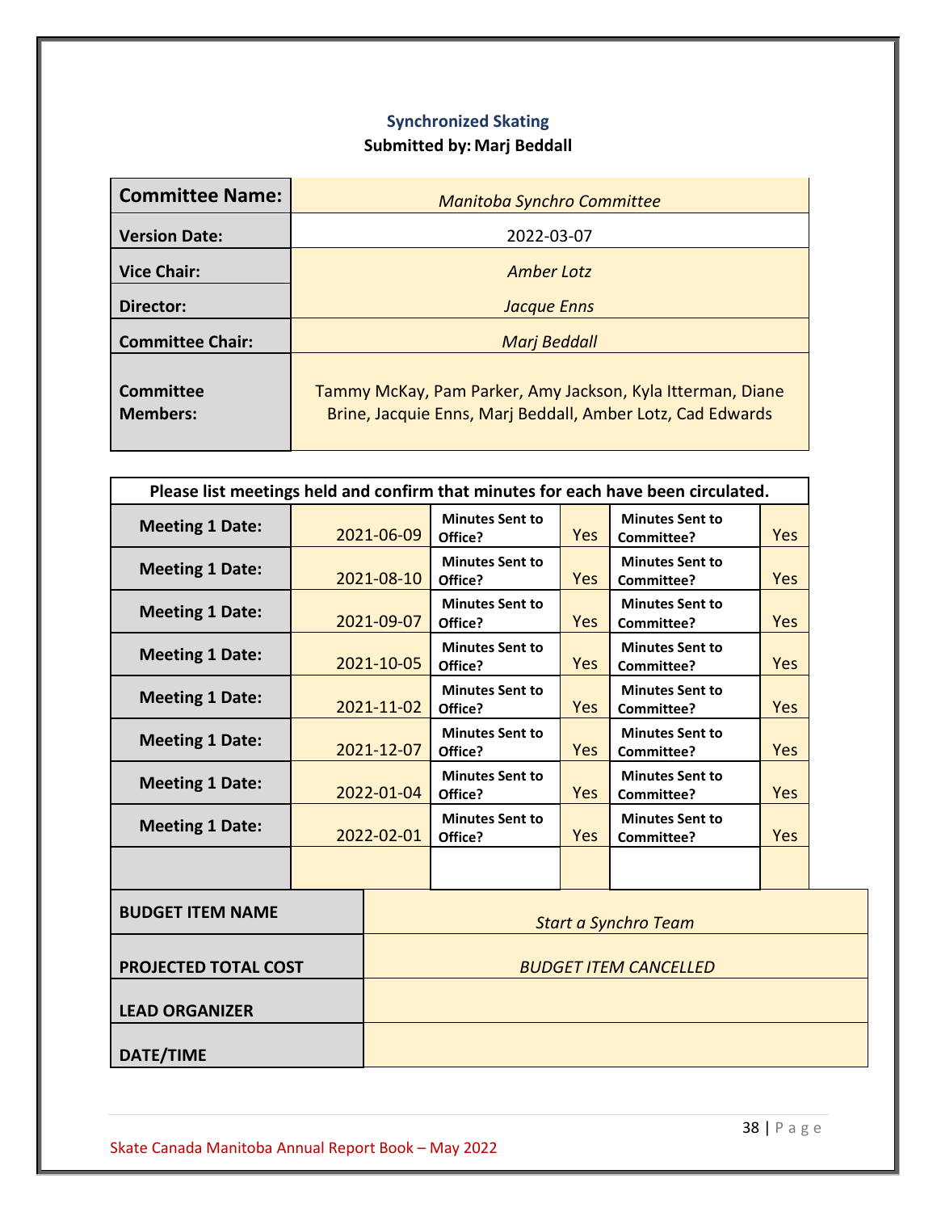## Synchronized Skating

**Submitted by: Marj Beddall**

| **Committee Name:** | *Manitoba Synchro Committee* |
|---|---|
| **Version Date:** | 2022-03-07 |
| **Vice Chair:** | *Amber Lotz* |
| **Director:** | *Jacque Enns* |
| **Committee Chair:** | *Marj Beddall* |
| **Committee Members:** | Tammy McKay, Pam Parker, Amy Jackson, Kyla Itterman, Diane Brine, Jacquie Enns, Marj Beddall, Amber Lotz, Cad Edwards |

| Please list meetings held and confirm that minutes for each have been circulated. | | | | | |
|---|---|---|---|---|---|
| **Meeting 1 Date:** | 2021-06-09 | **Minutes Sent to Office?** | Yes | **Minutes Sent to Committee?** | Yes |
| **Meeting 1 Date:** | 2021-08-10 | **Minutes Sent to Office?** | Yes | **Minutes Sent to Committee?** | Yes |
| **Meeting 1 Date:** | 2021-09-07 | **Minutes Sent to Office?** | Yes | **Minutes Sent to Committee?** | Yes |
| **Meeting 1 Date:** | 2021-10-05 | **Minutes Sent to Office?** | Yes | **Minutes Sent to Committee?** | Yes |
| **Meeting 1 Date:** | 2021-11-02 | **Minutes Sent to Office?** | Yes | **Minutes Sent to Committee?** | Yes |
| **Meeting 1 Date:** | 2021-12-07 | **Minutes Sent to Office?** | Yes | **Minutes Sent to Committee?** | Yes |
| **Meeting 1 Date:** | 2022-01-04 | **Minutes Sent to Office?** | Yes | **Minutes Sent to Committee?** | Yes |
| **Meeting 1 Date:** | 2022-02-01 | **Minutes Sent to Office?** | Yes | **Minutes Sent to Committee?** | Yes |
| | | | | | |

| **BUDGET ITEM NAME** | *Start a Synchro Team* |
|---|---|
| **PROJECTED TOTAL COST** | *BUDGET ITEM CANCELLED* |
| **LEAD ORGANIZER** | |
| **DATE/TIME** | |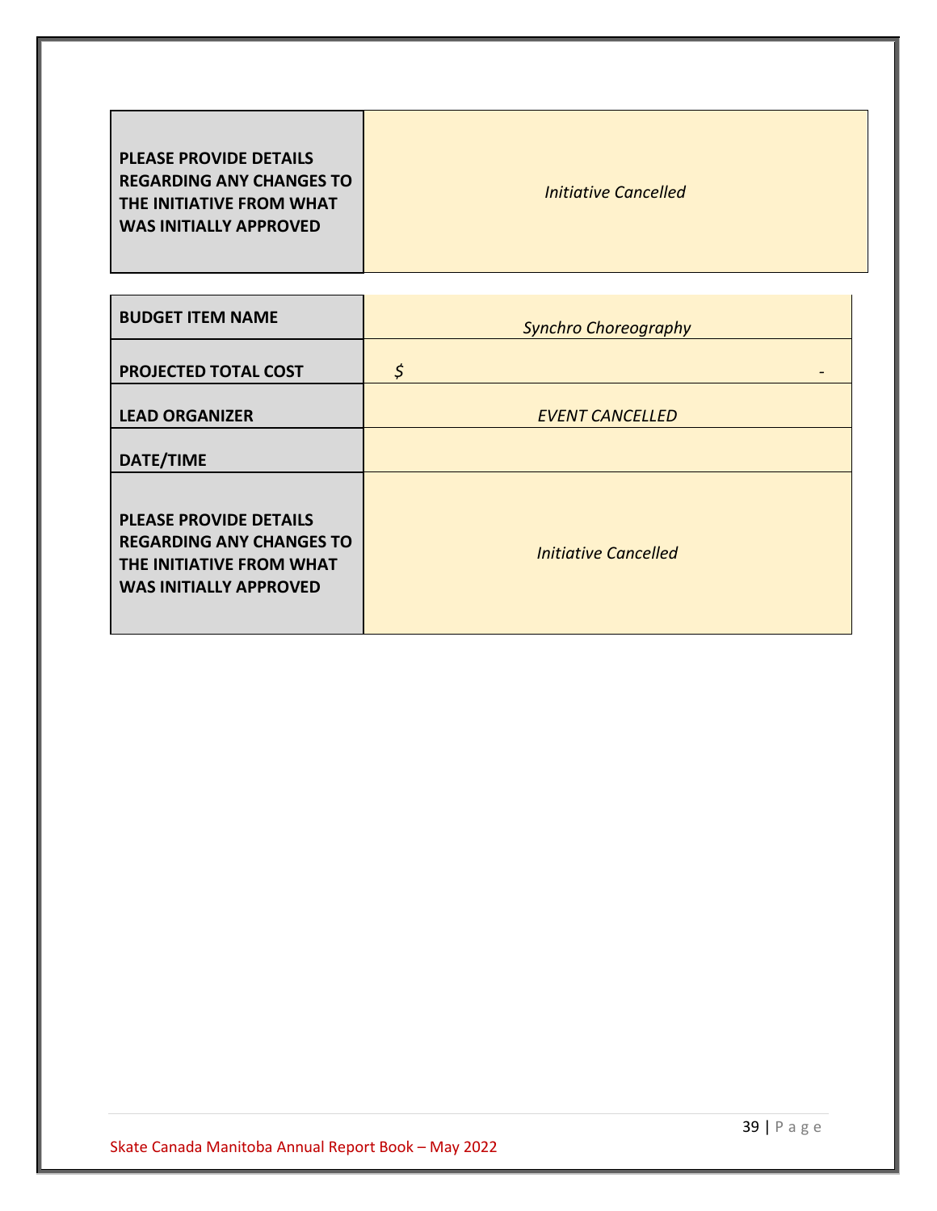| | |
|---|---|
| **PLEASE PROVIDE DETAILS REGARDING ANY CHANGES TO THE INITIATIVE FROM WHAT WAS INITIALLY APPROVED** | *Initiative Cancelled* |

| | |
|---|---|
| **BUDGET ITEM NAME** | *Synchro Choreography* |
| **PROJECTED TOTAL COST** | $ - |
| **LEAD ORGANIZER** | *EVENT CANCELLED* |
| **DATE/TIME** | |
| **PLEASE PROVIDE DETAILS REGARDING ANY CHANGES TO THE INITIATIVE FROM WHAT WAS INITIALLY APPROVED** | *Initiative Cancelled* |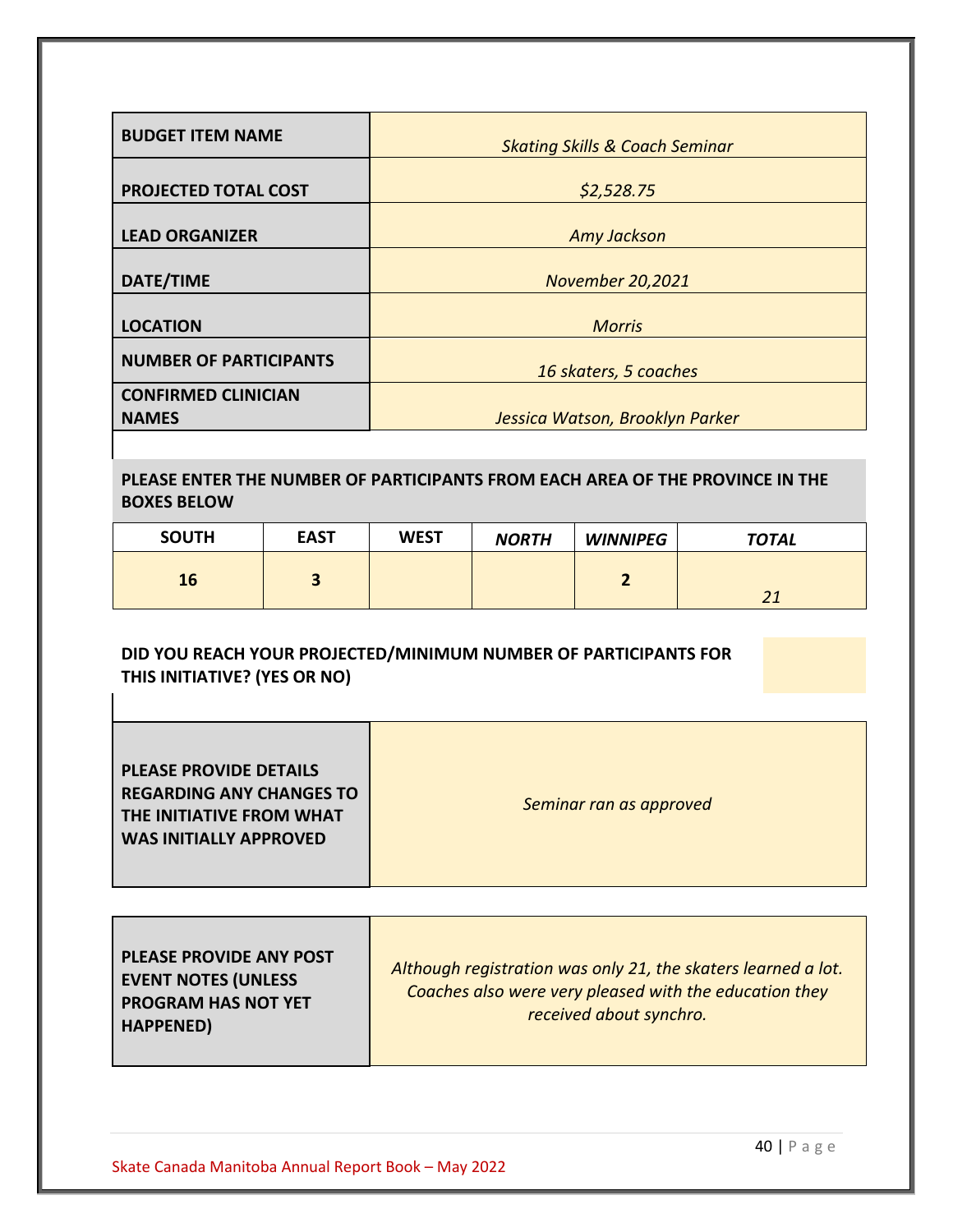| BUDGET ITEM NAME | *Skating Skills & Coach Seminar* |
|---|---|
| PROJECTED TOTAL COST | *$2,528.75* |
| LEAD ORGANIZER | *Amy Jackson* |
| DATE/TIME | *November 20,2021* |
| LOCATION | *Morris* |
| NUMBER OF PARTICIPANTS | *16 skaters, 5 coaches* |
| CONFIRMED CLINICIAN NAMES | *Jessica Watson, Brooklyn Parker* |

**PLEASE ENTER THE NUMBER OF PARTICIPANTS FROM EACH AREA OF THE PROVINCE IN THE BOXES BELOW**

| SOUTH | EAST | WEST | *NORTH* | *WINNIPEG* | *TOTAL* |
|---|---|---|---|---|---|
| **16** | **3** | | | **2** | *21* |

| DID YOU REACH YOUR PROJECTED/MINIMUM NUMBER OF PARTICIPANTS FOR THIS INITIATIVE? (YES OR NO) | |
|---|---|

| PLEASE PROVIDE DETAILS REGARDING ANY CHANGES TO THE INITIATIVE FROM WHAT WAS INITIALLY APPROVED | *Seminar ran as approved* |
|---|---|

| PLEASE PROVIDE ANY POST EVENT NOTES (UNLESS PROGRAM HAS NOT YET HAPPENED) | *Although registration was only 21, the skaters learned a lot. Coaches also were very pleased with the education they received about synchro.* |
|---|---|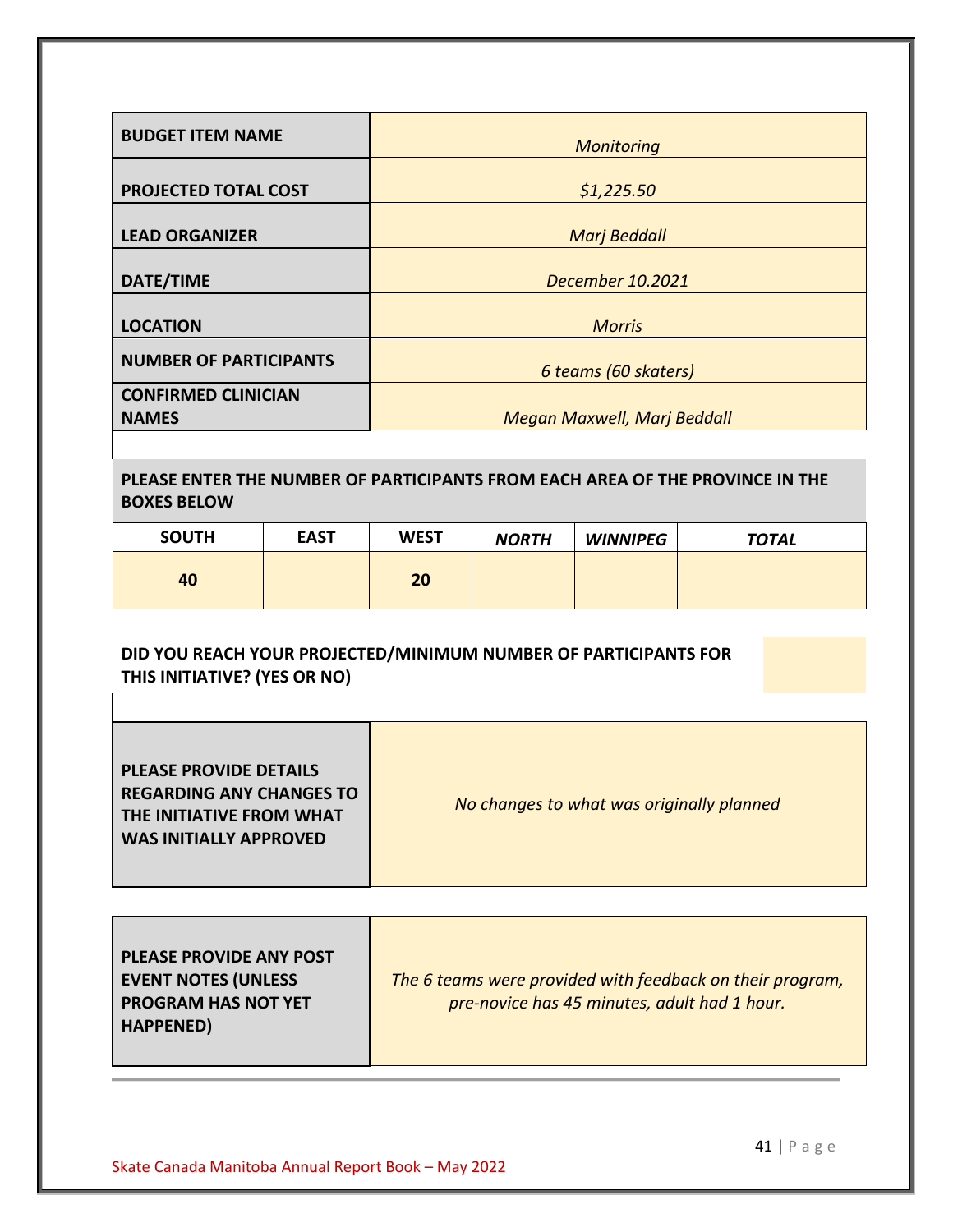| | |
|---|---|
| **BUDGET ITEM NAME** | *Monitoring* |
| **PROJECTED TOTAL COST** | *$1,225.50* |
| **LEAD ORGANIZER** | *Marj Beddall* |
| **DATE/TIME** | *December 10.2021* |
| **LOCATION** | *Morris* |
| **NUMBER OF PARTICIPANTS** | *6 teams (60 skaters)* |
| **CONFIRMED CLINICIAN NAMES** | *Megan Maxwell, Marj Beddall* |

**PLEASE ENTER THE NUMBER OF PARTICIPANTS FROM EACH AREA OF THE PROVINCE IN THE BOXES BELOW**

| SOUTH | EAST | WEST | *NORTH* | *WINNIPEG* | *TOTAL* |
|---|---|---|---|---|---|
| **40** | | **20** | | | |

**DID YOU REACH YOUR PROJECTED/MINIMUM NUMBER OF PARTICIPANTS FOR THIS INITIATIVE? (YES OR NO)**

| | |
|---|---|
| **PLEASE PROVIDE DETAILS REGARDING ANY CHANGES TO THE INITIATIVE FROM WHAT WAS INITIALLY APPROVED** | *No changes to what was originally planned* |

| | |
|---|---|
| **PLEASE PROVIDE ANY POST EVENT NOTES (UNLESS PROGRAM HAS NOT YET HAPPENED)** | *The 6 teams were provided with feedback on their program, pre-novice has 45 minutes, adult had 1 hour.* |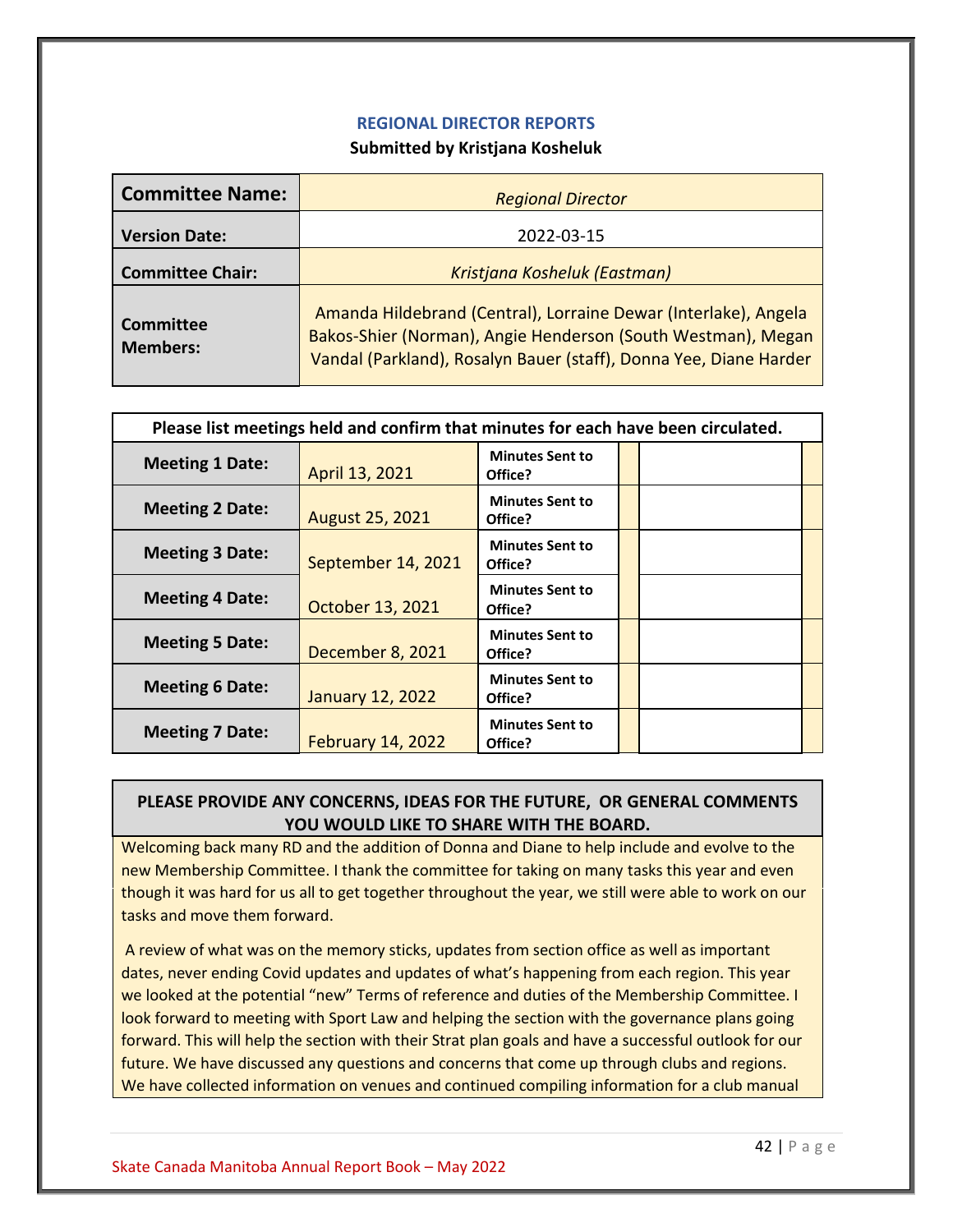## REGIONAL DIRECTOR REPORTS

**Submitted by Kristjana Kosheluk**

| **Committee Name:** | *Regional Director* |
|---|---|
| **Version Date:** | 2022-03-15 |
| **Committee Chair:** | *Kristjana Kosheluk (Eastman)* |
| **Committee Members:** | Amanda Hildebrand (Central), Lorraine Dewar (Interlake), Angela Bakos-Shier (Norman), Angie Henderson (South Westman), Megan Vandal (Parkland), Rosalyn Bauer (staff), Donna Yee, Diane Harder |

| **Please list meetings held and confirm that minutes for each have been circulated.** | | | | | |
|---|---|---|---|---|---|
| **Meeting 1 Date:** | April 13, 2021 | **Minutes Sent to Office?** | | | |
| **Meeting 2 Date:** | August 25, 2021 | **Minutes Sent to Office?** | | | |
| **Meeting 3 Date:** | September 14, 2021 | **Minutes Sent to Office?** | | | |
| **Meeting 4 Date:** | October 13, 2021 | **Minutes Sent to Office?** | | | |
| **Meeting 5 Date:** | December 8, 2021 | **Minutes Sent to Office?** | | | |
| **Meeting 6 Date:** | January 12, 2022 | **Minutes Sent to Office?** | | | |
| **Meeting 7 Date:** | February 14, 2022 | **Minutes Sent to Office?** | | | |

**PLEASE PROVIDE ANY CONCERNS, IDEAS FOR THE FUTURE, OR GENERAL COMMENTS YOU WOULD LIKE TO SHARE WITH THE BOARD.**

Welcoming back many RD and the addition of Donna and Diane to help include and evolve to the new Membership Committee. I thank the committee for taking on many tasks this year and even though it was hard for us all to get together throughout the year, we still were able to work on our tasks and move them forward.

A review of what was on the memory sticks, updates from section office as well as important dates, never ending Covid updates and updates of what's happening from each region. This year we looked at the potential "new" Terms of reference and duties of the Membership Committee. I look forward to meeting with Sport Law and helping the section with the governance plans going forward. This will help the section with their Strat plan goals and have a successful outlook for our future. We have discussed any questions and concerns that come up through clubs and regions. We have collected information on venues and continued compiling information for a club manual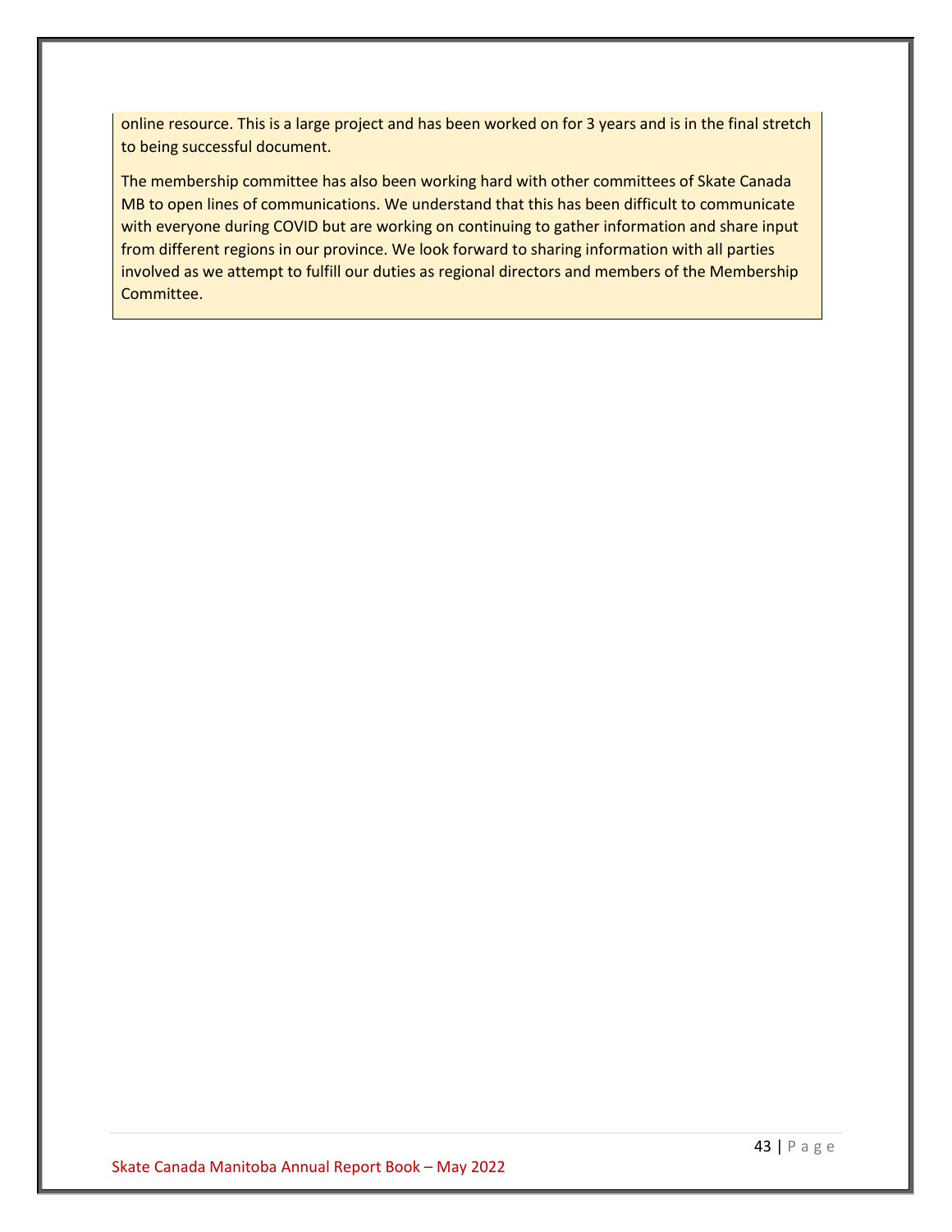online resource. This is a large project and has been worked on for 3 years and is in the final stretch to being successful document.

The membership committee has also been working hard with other committees of Skate Canada MB to open lines of communications. We understand that this has been difficult to communicate with everyone during COVID but are working on continuing to gather information and share input from different regions in our province. We look forward to sharing information with all parties involved as we attempt to fulfill our duties as regional directors and members of the Membership Committee.